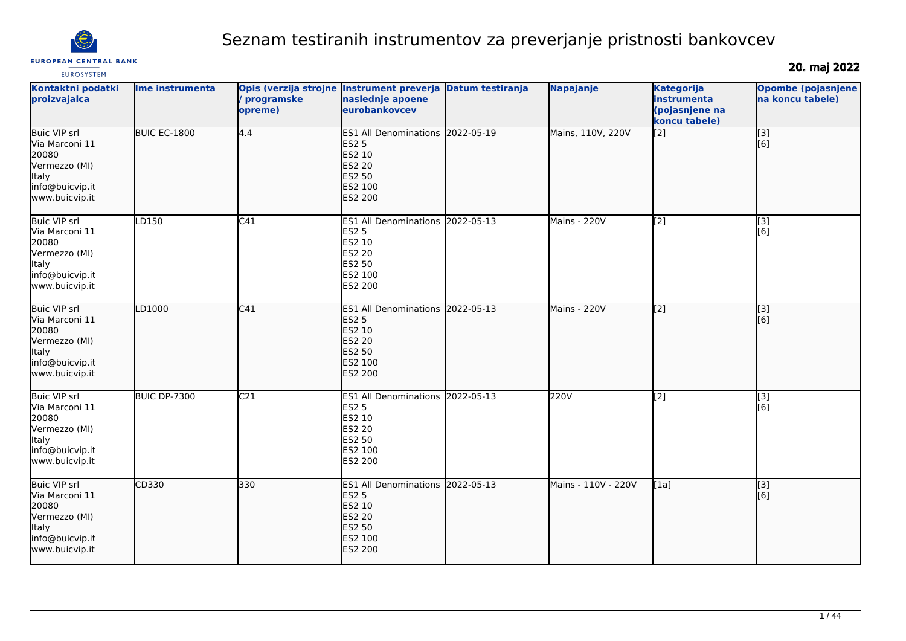# Seznam testiranih instrumentov za preverjanje pristnosti bankovcev

**20. maj 2022**

| Kontaktni podatki proizvajalca | Ime instrumenta | Opis (verzija strojne / programske opreme) | Instrument preverja naslednje apoene eurobankovcev | Datum testiranja | Napajanje | Kategorija instrumenta (pojasnjene na koncu tabele) | Opombe (pojasnjene na koncu tabele) |
|---|---|---|---|---|---|---|---|
| Buic VIP srl<br>Via Marconi 11<br>20080<br>Vermezzo (MI)<br>Italy<br>info@buicvip.it<br>www.buicvip.it | BUIC EC-1800 | 4.4 | ES1 All Denominations<br>ES2 5<br>ES2 10<br>ES2 20<br>ES2 50<br>ES2 100<br>ES2 200 | 2022-05-19 | Mains, 110V, 220V | [2] | [3]<br>[6] |
| Buic VIP srl<br>Via Marconi 11<br>20080<br>Vermezzo (MI)<br>Italy<br>info@buicvip.it<br>www.buicvip.it | LD150 | C41 | ES1 All Denominations<br>ES2 5<br>ES2 10<br>ES2 20<br>ES2 50<br>ES2 100<br>ES2 200 | 2022-05-13 | Mains - 220V | [2] | [3]<br>[6] |
| Buic VIP srl<br>Via Marconi 11<br>20080<br>Vermezzo (MI)<br>Italy<br>info@buicvip.it<br>www.buicvip.it | LD1000 | C41 | ES1 All Denominations<br>ES2 5<br>ES2 10<br>ES2 20<br>ES2 50<br>ES2 100<br>ES2 200 | 2022-05-13 | Mains - 220V | [2] | [3]<br>[6] |
| Buic VIP srl<br>Via Marconi 11<br>20080<br>Vermezzo (MI)<br>Italy<br>info@buicvip.it<br>www.buicvip.it | BUIC DP-7300 | C21 | ES1 All Denominations<br>ES2 5<br>ES2 10<br>ES2 20<br>ES2 50<br>ES2 100<br>ES2 200 | 2022-05-13 | 220V | [2] | [3]<br>[6] |
| Buic VIP srl<br>Via Marconi 11<br>20080<br>Vermezzo (MI)<br>Italy<br>info@buicvip.it<br>www.buicvip.it | CD330 | 330 | ES1 All Denominations<br>ES2 5<br>ES2 10<br>ES2 20<br>ES2 50<br>ES2 100<br>ES2 200 | 2022-05-13 | Mains - 110V - 220V | [1a] | [3]<br>[6] |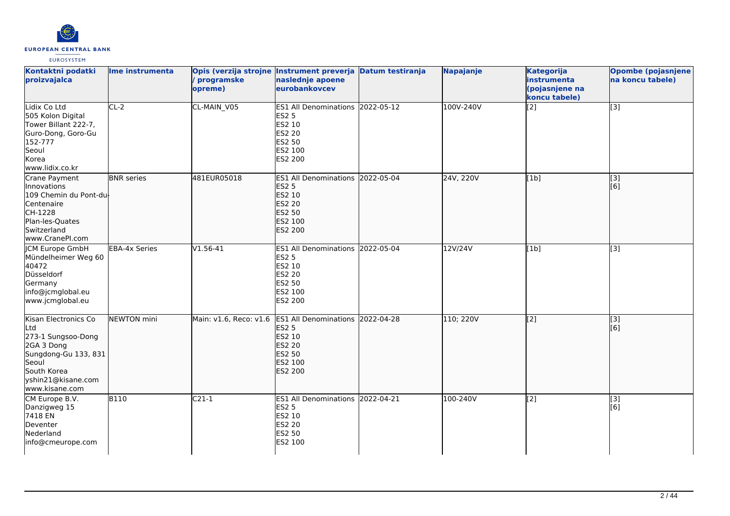| Kontaktni podatki proizvajalca | Ime instrumenta | Opis (verzija strojne / programske opreme) | Instrument preverja naslednje apoene eurobankovcev | Datum testiranja | Napajanje | Kategorija instrumenta (pojasnjene na koncu tabele) | Opombe (pojasnjene na koncu tabele) |
|---|---|---|---|---|---|---|---|
| Lidix Co Ltd<br>505 Kolon Digital Tower Billant 222-7, Guro-Dong, Goro-Gu<br>152-777<br>Seoul<br>Korea<br>www.lidix.co.kr | CL-2 | CL-MAIN_V05 | ES1 All Denominations<br>ES2 5<br>ES2 10<br>ES2 20<br>ES2 50<br>ES2 100<br>ES2 200 | 2022-05-12 | 100V-240V | [2] | [3] |
| Crane Payment Innovations<br>109 Chemin du Pont-du-Centenaire<br>CH-1228<br>Plan-les-Quates<br>Switzerland<br>www.CranePI.com | BNR series | 481EUR05018 | ES1 All Denominations<br>ES2 5<br>ES2 10<br>ES2 20<br>ES2 50<br>ES2 100<br>ES2 200 | 2022-05-04 | 24V, 220V | [1b] | [3]<br>[6] |
| JCM Europe GmbH<br>Mündelheimer Weg 60<br>40472<br>Düsseldorf<br>Germany<br>info@jcmglobal.eu<br>www.jcmglobal.eu | EBA-4x Series | V1.56-41 | ES1 All Denominations<br>ES2 5<br>ES2 10<br>ES2 20<br>ES2 50<br>ES2 100<br>ES2 200 | 2022-05-04 | 12V/24V | [1b] | [3] |
| Kisan Electronics Co Ltd<br>273-1 Sungsoo-Dong 2GA 3 Dong<br>Sungdong-Gu 133, 831<br>Seoul<br>South Korea<br>yshin21@kisane.com<br>www.kisane.com | NEWTON mini | Main: v1.6, Reco: v1.6 | ES1 All Denominations<br>ES2 5<br>ES2 10<br>ES2 20<br>ES2 50<br>ES2 100<br>ES2 200 | 2022-04-28 | 110; 220V | [2] | [3]<br>[6] |
| CM Europe B.V.<br>Danzigweg 15<br>7418 EN<br>Deventer<br>Nederland<br>info@cmeurope.com | B110 | C21-1 | ES1 All Denominations<br>ES2 5<br>ES2 10<br>ES2 20<br>ES2 50<br>ES2 100 | 2022-04-21 | 100-240V | [2] | [3]<br>[6] |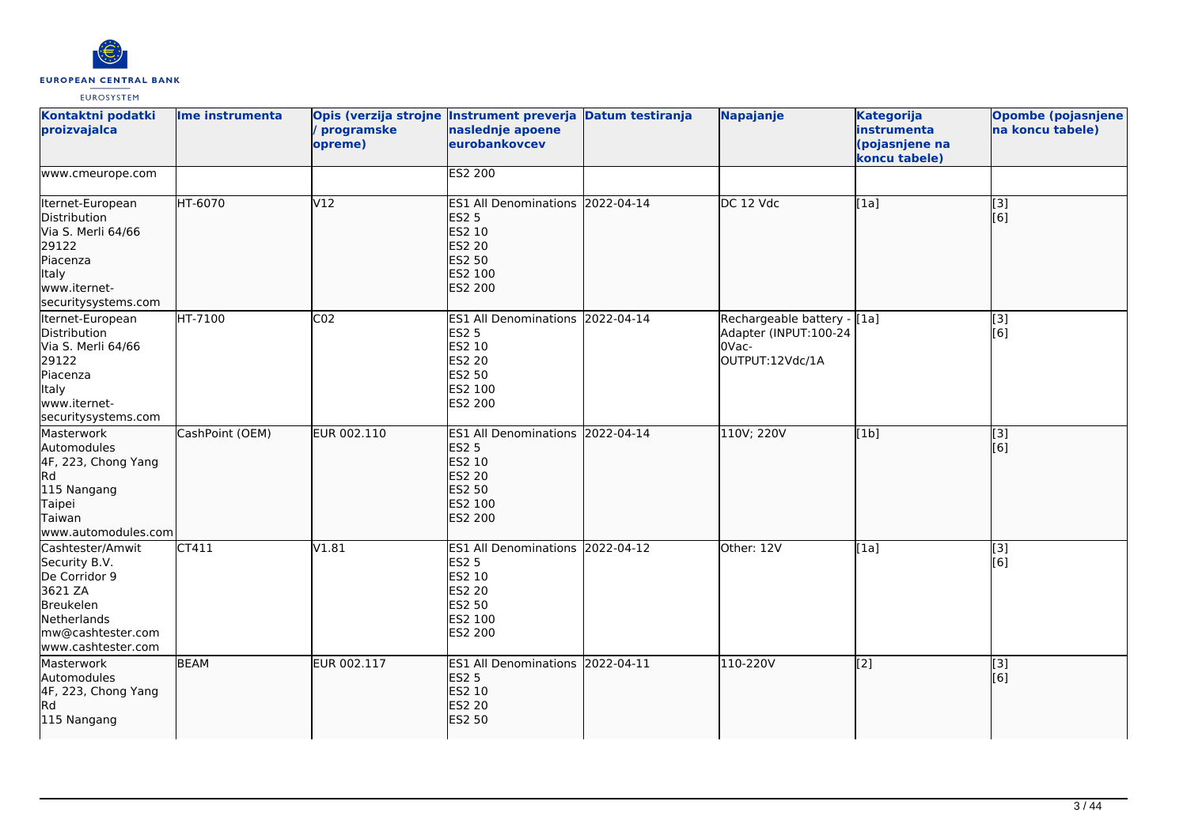| Kontaktni podatki proizvajalca | Ime instrumenta | Opis (verzija strojne / programske opreme) | Instrument preverja naslednje apoene eurobankovcev | Datum testiranja | Napajanje | Kategorija instrumenta (pojasnjene na koncu tabele) | Opombe (pojasnjene na koncu tabele) |
| --- | --- | --- | --- | --- | --- | --- | --- |
| www.cmeurope.com | | | ES2 200 | | | | |
| Iternet-European Distribution<br>Via S. Merli 64/66<br>29122<br>Piacenza<br>Italy<br>www.iternet-securitysystems.com | HT-6070 | V12 | ES1 All Denominations<br>ES2 5<br>ES2 10<br>ES2 20<br>ES2 50<br>ES2 100<br>ES2 200 | 2022-04-14 | DC 12 Vdc | [1a] | [3]<br>[6] |
| Iternet-European Distribution<br>Via S. Merli 64/66<br>29122<br>Piacenza<br>Italy<br>www.iternet-securitysystems.com | HT-7100 | C02 | ES1 All Denominations<br>ES2 5<br>ES2 10<br>ES2 20<br>ES2 50<br>ES2 100<br>ES2 200 | 2022-04-14 | Rechargeable battery - Adapter (INPUT:100-240Vac-OUTPUT:12Vdc/1A | [1a] | [3]<br>[6] |
| Masterwork Automodules<br>4F, 223, Chong Yang Rd<br>115 Nangang<br>Taipei<br>Taiwan<br>www.automodules.com | CashPoint (OEM) | EUR 002.110 | ES1 All Denominations<br>ES2 5<br>ES2 10<br>ES2 20<br>ES2 50<br>ES2 100<br>ES2 200 | 2022-04-14 | 110V; 220V | [1b] | [3]<br>[6] |
| Cashtester/Amwit Security B.V.<br>De Corridor 9<br>3621 ZA<br>Breukelen<br>Netherlands<br>mw@cashtester.com<br>www.cashtester.com | CT411 | V1.81 | ES1 All Denominations<br>ES2 5<br>ES2 10<br>ES2 20<br>ES2 50<br>ES2 100<br>ES2 200 | 2022-04-12 | Other: 12V | [1a] | [3]<br>[6] |
| Masterwork Automodules<br>4F, 223, Chong Yang Rd<br>115 Nangang | BEAM | EUR 002.117 | ES1 All Denominations<br>ES2 5<br>ES2 10<br>ES2 20<br>ES2 50 | 2022-04-11 | 110-220V | [2] | [3]<br>[6] |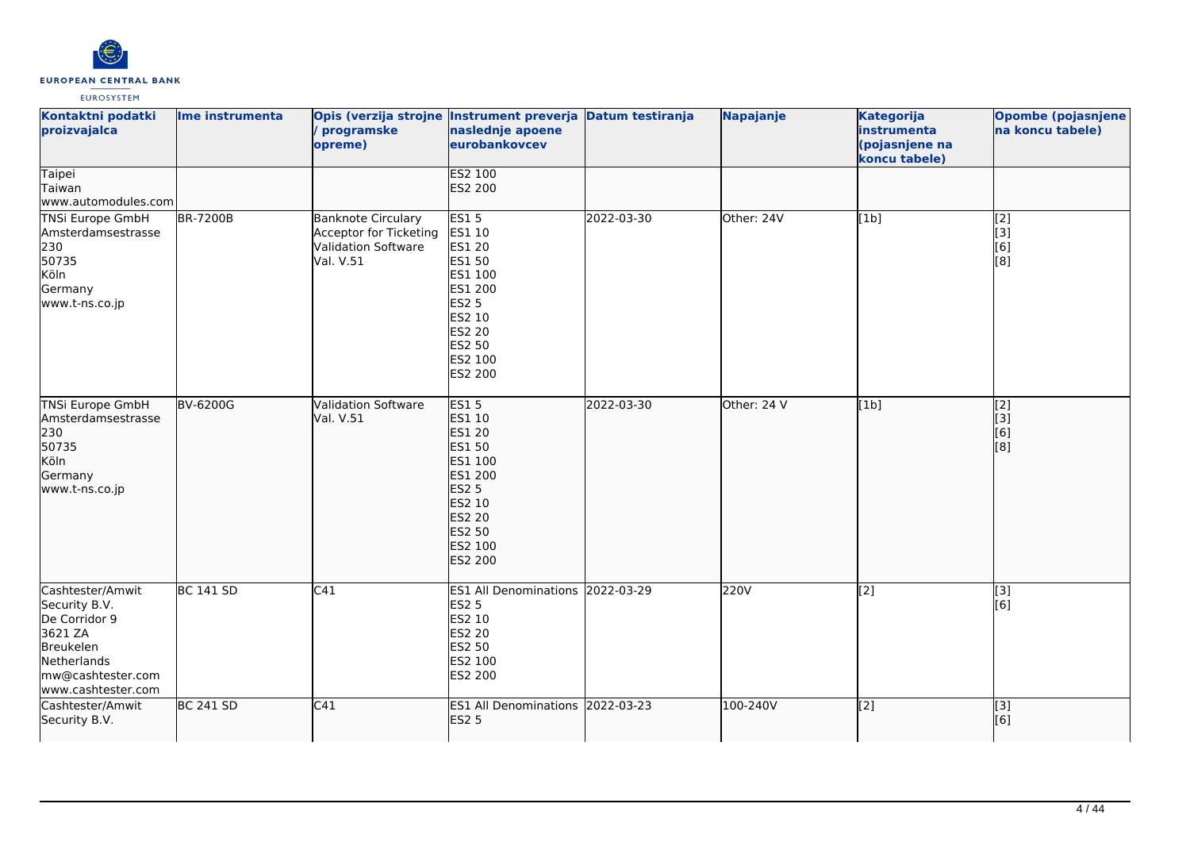| Kontaktni podatki proizvajalca | Ime instrumenta | Opis (verzija strojne / programske opreme) | Instrument preverja naslednje apoene eurobankovcev | Datum testiranja | Napajanje | Kategorija instrumenta (pojasnjene na koncu tabele) | Opombe (pojasnjene na koncu tabele) |
| --- | --- | --- | --- | --- | --- | --- | --- |
| Taipei<br>Taiwan<br>www.automodules.com | | | ES2 100<br>ES2 200 | | | | |
| TNSi Europe GmbH<br>Amsterdamsestrasse 230<br>50735<br>Köln<br>Germany<br>www.t-ns.co.jp | BR-7200B | Banknote Circulary Acceptor for Ticketing Validation Software Val. V.51 | ES1 5<br>ES1 10<br>ES1 20<br>ES1 50<br>ES1 100<br>ES1 200<br>ES2 5<br>ES2 10<br>ES2 20<br>ES2 50<br>ES2 100<br>ES2 200 | 2022-03-30 | Other: 24V | [1b] | [2]<br>[3]<br>[6]<br>[8] |
| TNSi Europe GmbH<br>Amsterdamsestrasse 230<br>50735<br>Köln<br>Germany<br>www.t-ns.co.jp | BV-6200G | Validation Software Val. V.51 | ES1 5<br>ES1 10<br>ES1 20<br>ES1 50<br>ES1 100<br>ES1 200<br>ES2 5<br>ES2 10<br>ES2 20<br>ES2 50<br>ES2 100<br>ES2 200 | 2022-03-30 | Other: 24 V | [1b] | [2]<br>[3]<br>[6]<br>[8] |
| Cashtester/Amwit Security B.V.<br>De Corridor 9<br>3621 ZA<br>Breukelen<br>Netherlands<br>mw@cashtester.com<br>www.cashtester.com | BC 141 SD | C41 | ES1 All Denominations<br>ES2 5<br>ES2 10<br>ES2 20<br>ES2 50<br>ES2 100<br>ES2 200 | 2022-03-29 | 220V | [2] | [3]<br>[6] |
| Cashtester/Amwit Security B.V. | BC 241 SD | C41 | ES1 All Denominations<br>ES2 5 | 2022-03-23 | 100-240V | [2] | [3]<br>[6] |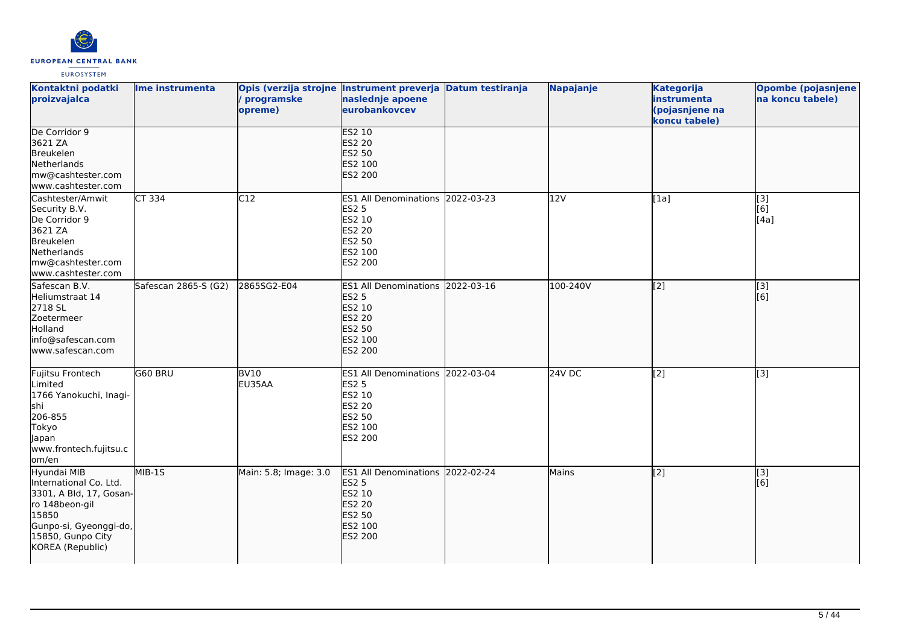| Kontaktni podatki proizvajalca | Ime instrumenta | Opis (verzija strojne / programske opreme) | Instrument preverja naslednje apoene eurobankovcev | Datum testiranja | Napajanje | Kategorija instrumenta (pojasnjene na koncu tabele) | Opombe (pojasnjene na koncu tabele) |
|---|---|---|---|---|---|---|---|
| De Corridor 9<br>3621 ZA<br>Breukelen<br>Netherlands<br>mw@cashtester.com<br>www.cashtester.com | | | ES2 10<br>ES2 20<br>ES2 50<br>ES2 100<br>ES2 200 | | | | |
| Cashtester/Amwit Security B.V.<br>De Corridor 9<br>3621 ZA<br>Breukelen<br>Netherlands<br>mw@cashtester.com<br>www.cashtester.com | CT 334 | C12 | ES1 All Denominations<br>ES2 5<br>ES2 10<br>ES2 20<br>ES2 50<br>ES2 100<br>ES2 200 | 2022-03-23 | 12V | [1a] | [3]<br>[6]<br>[4a] |
| Safescan B.V.<br>Heliumstraat 14<br>2718 SL<br>Zoetermeer<br>Holland<br>info@safescan.com<br>www.safescan.com | Safescan 2865-S (G2) | 2865SG2-E04 | ES1 All Denominations<br>ES2 5<br>ES2 10<br>ES2 20<br>ES2 50<br>ES2 100<br>ES2 200 | 2022-03-16 | 100-240V | [2] | [3]<br>[6] |
| Fujitsu Frontech Limited<br>1766 Yanokuchi, Inagi-shi<br>206-855<br>Tokyo<br>Japan<br>www.frontech.fujitsu.com/en | G60 BRU | BV10<br>EU35AA | ES1 All Denominations<br>ES2 5<br>ES2 10<br>ES2 20<br>ES2 50<br>ES2 100<br>ES2 200 | 2022-03-04 | 24V DC | [2] | [3] |
| Hyundai MIB International Co. Ltd.<br>3301, A Bld, 17, Gosan-ro 148beon-gil<br>15850<br>Gunpo-si, Gyeonggi-do, 15850, Gunpo City<br>KOREA (Republic) | MIB-1S | Main: 5.8; Image: 3.0 | ES1 All Denominations<br>ES2 5<br>ES2 10<br>ES2 20<br>ES2 50<br>ES2 100<br>ES2 200 | 2022-02-24 | Mains | [2] | [3]<br>[6] |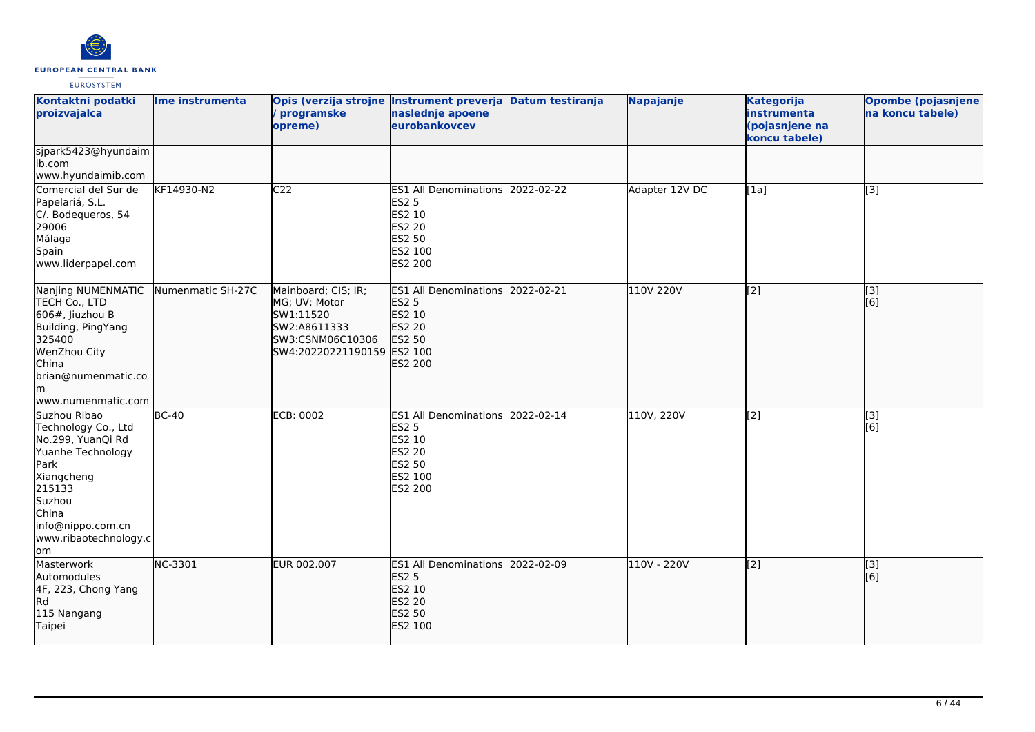| Kontaktni podatki proizvajalca | Ime instrumenta | Opis (verzija strojne / programske opreme) | Instrument preverja naslednje apoene eurobankovcev | Datum testiranja | Napajanje | Kategorija instrumenta (pojasnjene na koncu tabele) | Opombe (pojasnjene na koncu tabele) |
|---|---|---|---|---|---|---|---|
| sjpark5423@hyundaimib.com<br>www.hyundaimib.com | | | | | | | |
| Comercial del Sur de Papelariá, S.L.<br>C/. Bodequeros, 54<br>29006<br>Málaga<br>Spain<br>www.liderpapel.com | KF14930-N2 | C22 | ES1 All Denominations<br>ES2 5<br>ES2 10<br>ES2 20<br>ES2 50<br>ES2 100<br>ES2 200 | 2022-02-22 | Adapter 12V DC | [1a] | [3] |
| Nanjing NUMENMATIC TECH Co., LTD<br>606#, Jiuzhou B Building, PingYang<br>325400<br>WenZhou City<br>China<br>brian@numenmatic.com<br>www.numenmatic.com | Numenmatic SH-27C | Mainboard; CIS; IR; MG; UV; Motor<br>SW1:11520<br>SW2:A8611333<br>SW3:CSNM06C10306<br>SW4:20220221190159 | ES1 All Denominations<br>ES2 5<br>ES2 10<br>ES2 20<br>ES2 50<br>ES2 100<br>ES2 200 | 2022-02-21 | 110V 220V | [2] | [3]<br>[6] |
| Suzhou Ribao Technology Co., Ltd<br>No.299, YuanQi Rd<br>Yuanhe Technology Park<br>Xiangcheng<br>215133<br>Suzhou<br>China<br>info@nippo.com.cn<br>www.ribaotechnology.com | BC-40 | ECB: 0002 | ES1 All Denominations<br>ES2 5<br>ES2 10<br>ES2 20<br>ES2 50<br>ES2 100<br>ES2 200 | 2022-02-14 | 110V, 220V | [2] | [3]<br>[6] |
| Masterwork Automodules<br>4F, 223, Chong Yang Rd<br>115 Nangang<br>Taipei | NC-3301 | EUR 002.007 | ES1 All Denominations<br>ES2 5<br>ES2 10<br>ES2 20<br>ES2 50<br>ES2 100 | 2022-02-09 | 110V - 220V | [2] | [3]<br>[6] |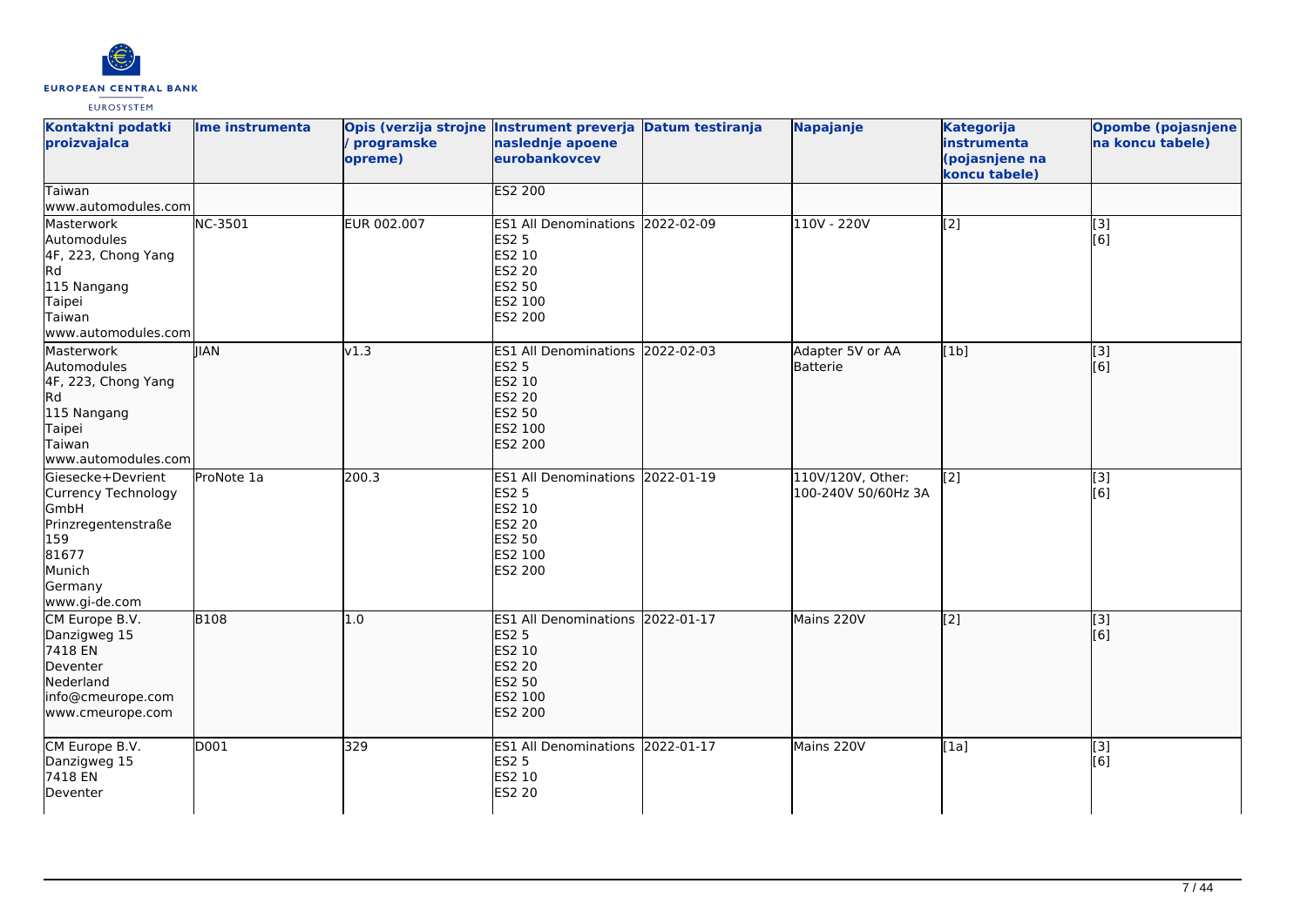| Kontaktni podatki proizvajalca | Ime instrumenta | Opis (verzija strojne / programske opreme) | Instrument preverja naslednje apoene eurobankovcev | Datum testiranja | Napajanje | Kategorija instrumenta (pojasnjene na koncu tabele) | Opombe (pojasnjene na koncu tabele) |
|---|---|---|---|---|---|---|---|
| Taiwan<br>www.automodules.com | | | ES2 200 | | | | |
| Masterwork Automodules<br>4F, 223, Chong Yang Rd<br>115 Nangang<br>Taipei<br>Taiwan<br>www.automodules.com | NC-3501 | EUR 002.007 | ES1 All Denominations<br>ES2 5<br>ES2 10<br>ES2 20<br>ES2 50<br>ES2 100<br>ES2 200 | 2022-02-09 | 110V - 220V | [2] | [3]<br>[6] |
| Masterwork Automodules<br>4F, 223, Chong Yang Rd<br>115 Nangang<br>Taipei<br>Taiwan<br>www.automodules.com | JIAN | v1.3 | ES1 All Denominations<br>ES2 5<br>ES2 10<br>ES2 20<br>ES2 50<br>ES2 100<br>ES2 200 | 2022-02-03 | Adapter 5V or AA Batterie | [1b] | [3]<br>[6] |
| Giesecke+Devrient Currency Technology GmbH<br>Prinzregentenstraße 159<br>81677<br>Munich<br>Germany<br>www.gi-de.com | ProNote 1a | 200.3 | ES1 All Denominations<br>ES2 5<br>ES2 10<br>ES2 20<br>ES2 50<br>ES2 100<br>ES2 200 | 2022-01-19 | 110V/120V, Other: 100-240V 50/60Hz 3A | [2] | [3]<br>[6] |
| CM Europe B.V.<br>Danzigweg 15<br>7418 EN<br>Deventer<br>Nederland<br>info@cmeurope.com<br>www.cmeurope.com | B108 | 1.0 | ES1 All Denominations<br>ES2 5<br>ES2 10<br>ES2 20<br>ES2 50<br>ES2 100<br>ES2 200 | 2022-01-17 | Mains 220V | [2] | [3]<br>[6] |
| CM Europe B.V.<br>Danzigweg 15<br>7418 EN<br>Deventer | D001 | 329 | ES1 All Denominations<br>ES2 5<br>ES2 10<br>ES2 20 | 2022-01-17 | Mains 220V | [1a] | [3]<br>[6] |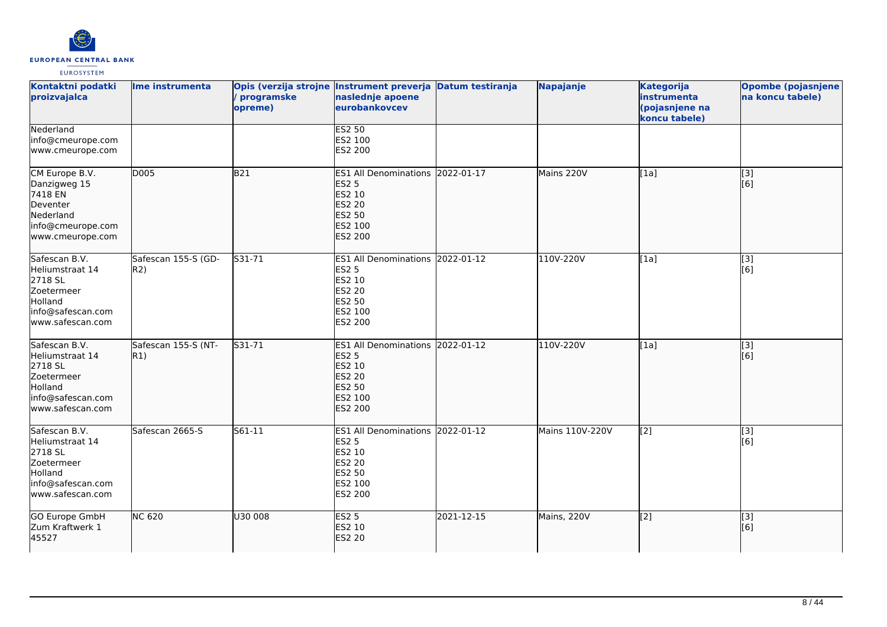| Kontaktni podatki proizvajalca | Ime instrumenta | Opis (verzija strojne / programske opreme) | Instrument preverja naslednje apoene eurobankovcev | Datum testiranja | Napajanje | Kategorija instrumenta (pojasnjene na koncu tabele) | Opombe (pojasnjene na koncu tabele) |
|---|---|---|---|---|---|---|---|
| Nederland<br>info@cmeurope.com<br>www.cmeurope.com | | | ES2 50<br>ES2 100<br>ES2 200 | | | | |
| CM Europe B.V.<br>Danzigweg 15<br>7418 EN<br>Deventer<br>Nederland<br>info@cmeurope.com<br>www.cmeurope.com | D005 | B21 | ES1 All Denominations<br>ES2 5<br>ES2 10<br>ES2 20<br>ES2 50<br>ES2 100<br>ES2 200 | 2022-01-17 | Mains 220V | [1a] | [3]<br>[6] |
| Safescan B.V.<br>Heliumstraat 14<br>2718 SL<br>Zoetermeer<br>Holland<br>info@safescan.com<br>www.safescan.com | Safescan 155-S (GD-R2) | S31-71 | ES1 All Denominations<br>ES2 5<br>ES2 10<br>ES2 20<br>ES2 50<br>ES2 100<br>ES2 200 | 2022-01-12 | 110V-220V | [1a] | [3]<br>[6] |
| Safescan B.V.<br>Heliumstraat 14<br>2718 SL<br>Zoetermeer<br>Holland<br>info@safescan.com<br>www.safescan.com | Safescan 155-S (NT-R1) | S31-71 | ES1 All Denominations<br>ES2 5<br>ES2 10<br>ES2 20<br>ES2 50<br>ES2 100<br>ES2 200 | 2022-01-12 | 110V-220V | [1a] | [3]<br>[6] |
| Safescan B.V.<br>Heliumstraat 14<br>2718 SL<br>Zoetermeer<br>Holland<br>info@safescan.com<br>www.safescan.com | Safescan 2665-S | S61-11 | ES1 All Denominations<br>ES2 5<br>ES2 10<br>ES2 20<br>ES2 50<br>ES2 100<br>ES2 200 | 2022-01-12 | Mains 110V-220V | [2] | [3]<br>[6] |
| GO Europe GmbH<br>Zum Kraftwerk 1<br>45527 | NC 620 | U30 008 | ES2 5<br>ES2 10<br>ES2 20 | 2021-12-15 | Mains, 220V | [2] | [3]<br>[6] |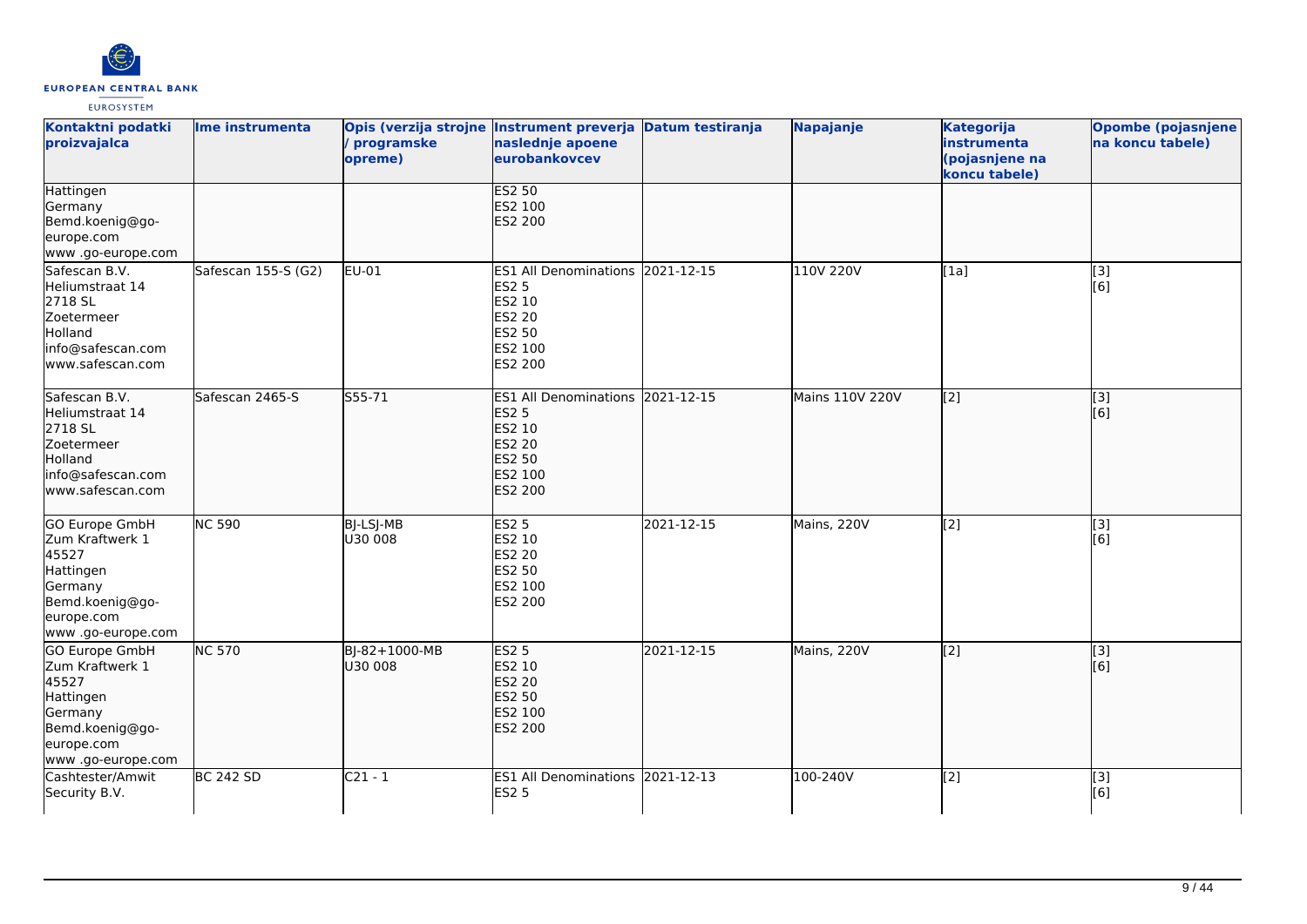| Kontaktni podatki proizvajalca | Ime instrumenta | Opis (verzija strojne / programske opreme) | Instrument preverja naslednje apoene eurobankovcev | Datum testiranja | Napajanje | Kategorija instrumenta (pojasnjene na koncu tabele) | Opombe (pojasnjene na koncu tabele) |
| --- | --- | --- | --- | --- | --- | --- | --- |
| Hattingen<br>Germany<br>Bemd.koenig@go-europe.com<br>www .go-europe.com | | | ES2 50<br>ES2 100<br>ES2 200 | | | | |
| Safescan B.V.<br>Heliumstraat 14<br>2718 SL<br>Zoetermeer<br>Holland<br>info@safescan.com<br>www.safescan.com | Safescan 155-S (G2) | EU-01 | ES1 All Denominations<br>ES2 5<br>ES2 10<br>ES2 20<br>ES2 50<br>ES2 100<br>ES2 200 | 2021-12-15 | 110V 220V | [1a] | [3]<br>[6] |
| Safescan B.V.<br>Heliumstraat 14<br>2718 SL<br>Zoetermeer<br>Holland<br>info@safescan.com<br>www.safescan.com | Safescan 2465-S | S55-71 | ES1 All Denominations<br>ES2 5<br>ES2 10<br>ES2 20<br>ES2 50<br>ES2 100<br>ES2 200 | 2021-12-15 | Mains 110V 220V | [2] | [3]<br>[6] |
| GO Europe GmbH<br>Zum Kraftwerk 1<br>45527<br>Hattingen<br>Germany<br>Bemd.koenig@go-europe.com<br>www .go-europe.com | NC 590 | BJ-LSJ-MB<br>U30 008 | ES2 5<br>ES2 10<br>ES2 20<br>ES2 50<br>ES2 100<br>ES2 200 | 2021-12-15 | Mains, 220V | [2] | [3]<br>[6] |
| GO Europe GmbH<br>Zum Kraftwerk 1<br>45527<br>Hattingen<br>Germany<br>Bemd.koenig@go-europe.com<br>www .go-europe.com | NC 570 | BJ-82+1000-MB<br>U30 008 | ES2 5<br>ES2 10<br>ES2 20<br>ES2 50<br>ES2 100<br>ES2 200 | 2021-12-15 | Mains, 220V | [2] | [3]<br>[6] |
| Cashtester/Amwit Security B.V. | BC 242 SD | C21 - 1 | ES1 All Denominations<br>ES2 5 | 2021-12-13 | 100-240V | [2] | [3]<br>[6] |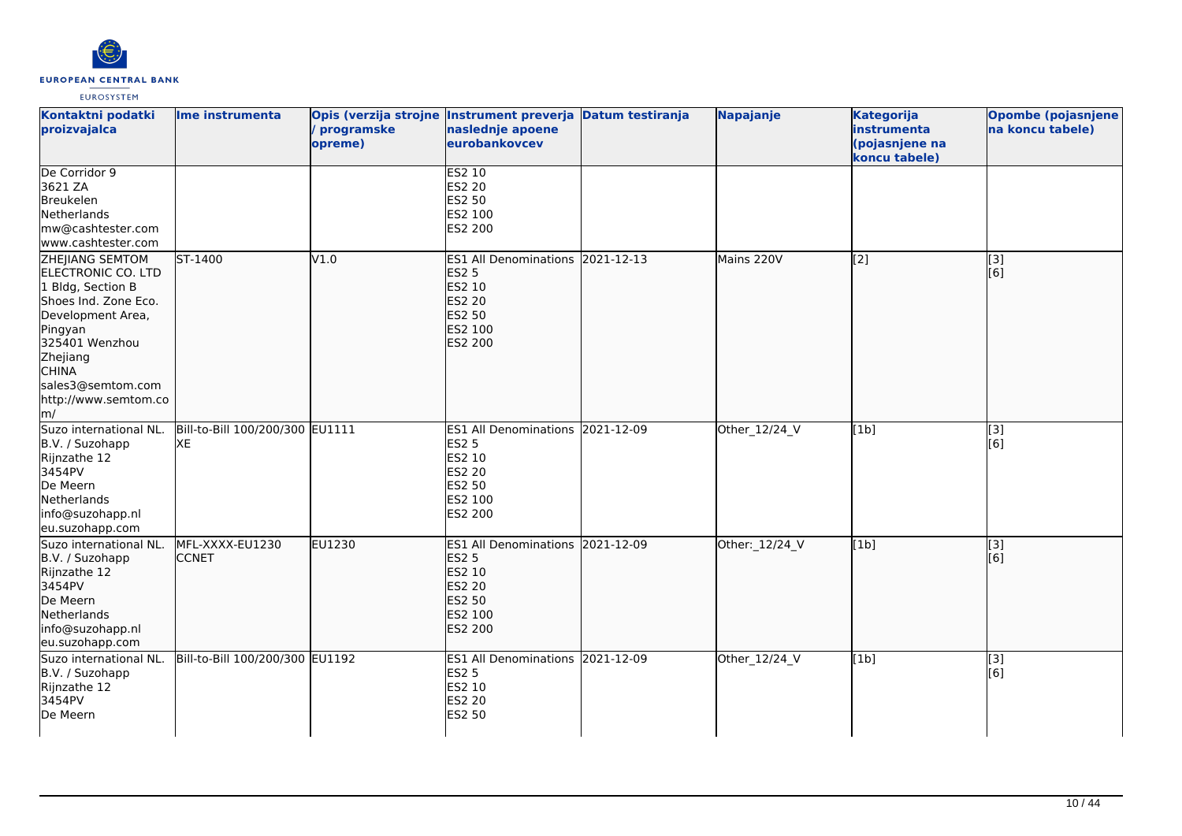| Kontaktni podatki proizvajalca | Ime instrumenta | Opis (verzija strojne / programske opreme) | Instrument preverja naslednje apoene eurobankovcev | Datum testiranja | Napajanje | Kategorija instrumenta (pojasnjene na koncu tabele) | Opombe (pojasnjene na koncu tabele) |
|---|---|---|---|---|---|---|---|
| De Corridor 9<br>3621 ZA<br>Breukelen<br>Netherlands<br>mw@cashtester.com<br>www.cashtester.com | | | ES2 10<br>ES2 20<br>ES2 50<br>ES2 100<br>ES2 200 | | | | |
| ZHEJIANG SEMTOM ELECTRONIC CO. LTD<br>1 Bldg, Section B<br>Shoes Ind. Zone Eco. Development Area, Pingyan<br>325401 Wenzhou<br>Zhejiang<br>CHINA<br>sales3@semtom.com<br>http://www.semtom.com/ | ST-1400 | V1.0 | ES1 All Denominations<br>ES2 5<br>ES2 10<br>ES2 20<br>ES2 50<br>ES2 100<br>ES2 200 | 2021-12-13 | Mains 220V | [2] | [3]<br>[6] |
| Suzo international NL. B.V. / Suzohapp<br>Rijnzathe 12<br>3454PV<br>De Meern<br>Netherlands<br>info@suzohapp.nl<br>eu.suzohapp.com | Bill-to-Bill 100/200/300 XE | EU1111 | ES1 All Denominations<br>ES2 5<br>ES2 10<br>ES2 20<br>ES2 50<br>ES2 100<br>ES2 200 | 2021-12-09 | Other_12/24_V | [1b] | [3]<br>[6] |
| Suzo international NL. B.V. / Suzohapp<br>Rijnzathe 12<br>3454PV<br>De Meern<br>Netherlands<br>info@suzohapp.nl<br>eu.suzohapp.com | MFL-XXXX-EU1230 CCNET | EU1230 | ES1 All Denominations<br>ES2 5<br>ES2 10<br>ES2 20<br>ES2 50<br>ES2 100<br>ES2 200 | 2021-12-09 | Other:_12/24_V | [1b] | [3]<br>[6] |
| Suzo international NL. B.V. / Suzohapp<br>Rijnzathe 12<br>3454PV<br>De Meern | Bill-to-Bill 100/200/300 | EU1192 | ES1 All Denominations<br>ES2 5<br>ES2 10<br>ES2 20<br>ES2 50 | 2021-12-09 | Other_12/24_V | [1b] | [3]<br>[6] |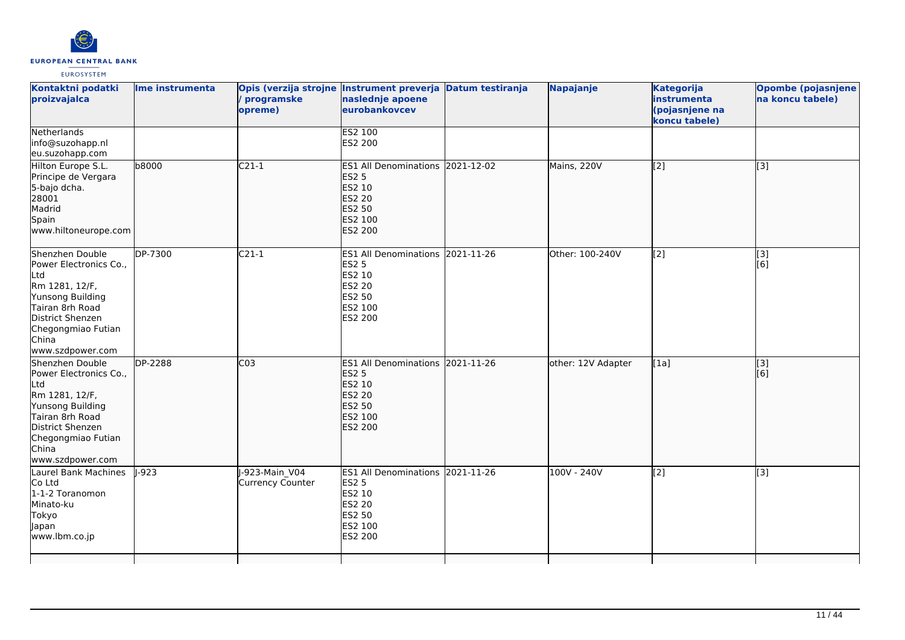| Kontaktni podatki proizvajalca | Ime instrumenta | Opis (verzija strojne / programske opreme) | Instrument preverja naslednje apoene eurobankovcev | Datum testiranja | Napajanje | Kategorija instrumenta (pojasnjene na koncu tabele) | Opombe (pojasnjene na koncu tabele) |
|---|---|---|---|---|---|---|---|
| Netherlands<br>info@suzohapp.nl<br>eu.suzohapp.com | | | ES2 100<br>ES2 200 | | | | |
| Hilton Europe S.L.<br>Principe de Vergara<br>5-bajo dcha.<br>28001<br>Madrid<br>Spain<br>www.hiltoneurope.com | b8000 | C21-1 | ES1 All Denominations<br>ES2 5<br>ES2 10<br>ES2 20<br>ES2 50<br>ES2 100<br>ES2 200 | 2021-12-02 | Mains, 220V | [2] | [3] |
| Shenzhen Double Power Electronics Co., Ltd<br>Rm 1281, 12/F,<br>Yunsong Building<br>Tairan 8rh Road<br>District Shenzen<br>Chegongmiao Futian<br>China<br>www.szdpower.com | DP-7300 | C21-1 | ES1 All Denominations<br>ES2 5<br>ES2 10<br>ES2 20<br>ES2 50<br>ES2 100<br>ES2 200 | 2021-11-26 | Other: 100-240V | [2] | [3]<br>[6] |
| Shenzhen Double Power Electronics Co., Ltd<br>Rm 1281, 12/F,<br>Yunsong Building<br>Tairan 8rh Road<br>District Shenzen<br>Chegongmiao Futian<br>China<br>www.szdpower.com | DP-2288 | C03 | ES1 All Denominations<br>ES2 5<br>ES2 10<br>ES2 20<br>ES2 50<br>ES2 100<br>ES2 200 | 2021-11-26 | other: 12V Adapter | [1a] | [3]<br>[6] |
| Laurel Bank Machines Co Ltd<br>1-1-2 Toranomon<br>Minato-ku<br>Tokyo<br>Japan<br>www.lbm.co.jp | J-923 | J-923-Main_V04<br>Currency Counter | ES1 All Denominations<br>ES2 5<br>ES2 10<br>ES2 20<br>ES2 50<br>ES2 100<br>ES2 200 | 2021-11-26 | 100V - 240V | [2] | [3] |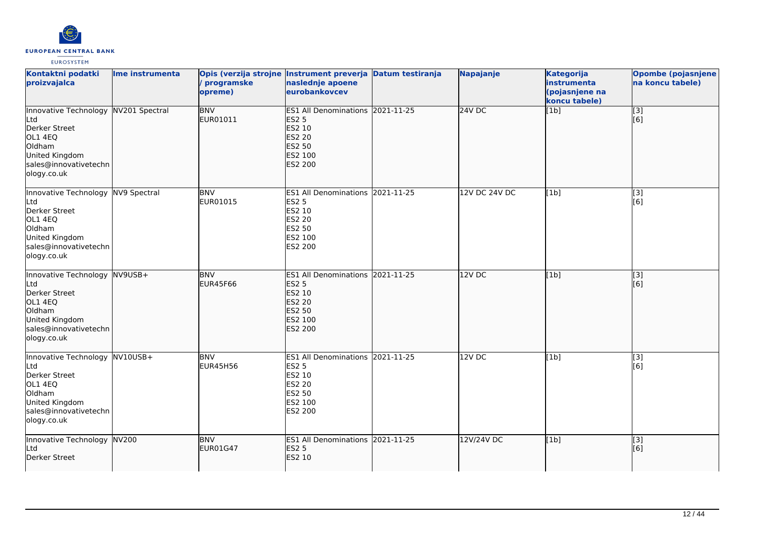| Kontaktni podatki proizvajalca | Ime instrumenta | Opis (verzija strojne / programske opreme) | Instrument preverja naslednje apoene eurobankovcev | Datum testiranja | Napajanje | Kategorija instrumenta (pojasnjene na koncu tabele) | Opombe (pojasnjene na koncu tabele) |
|---|---|---|---|---|---|---|---|
| Innovative Technology Ltd<br>Derker Street<br>OL1 4EQ<br>Oldham<br>United Kingdom<br>sales@innovativetechnology.co.uk | NV201 Spectral | BNV<br>EUR01011 | ES1 All Denominations<br>ES2 5<br>ES2 10<br>ES2 20<br>ES2 50<br>ES2 100<br>ES2 200 | 2021-11-25 | 24V DC | [1b] | [3]<br>[6] |
| Innovative Technology Ltd<br>Derker Street<br>OL1 4EQ<br>Oldham<br>United Kingdom<br>sales@innovativetechnology.co.uk | NV9 Spectral | BNV<br>EUR01015 | ES1 All Denominations<br>ES2 5<br>ES2 10<br>ES2 20<br>ES2 50<br>ES2 100<br>ES2 200 | 2021-11-25 | 12V DC 24V DC | [1b] | [3]<br>[6] |
| Innovative Technology Ltd<br>Derker Street<br>OL1 4EQ<br>Oldham<br>United Kingdom<br>sales@innovativetechnology.co.uk | NV9USB+ | BNV<br>EUR45F66 | ES1 All Denominations<br>ES2 5<br>ES2 10<br>ES2 20<br>ES2 50<br>ES2 100<br>ES2 200 | 2021-11-25 | 12V DC | [1b] | [3]<br>[6] |
| Innovative Technology Ltd<br>Derker Street<br>OL1 4EQ<br>Oldham<br>United Kingdom<br>sales@innovativetechnology.co.uk | NV10USB+ | BNV<br>EUR45H56 | ES1 All Denominations<br>ES2 5<br>ES2 10<br>ES2 20<br>ES2 50<br>ES2 100<br>ES2 200 | 2021-11-25 | 12V DC | [1b] | [3]<br>[6] |
| Innovative Technology Ltd<br>Derker Street | NV200 | BNV<br>EUR01G47 | ES1 All Denominations<br>ES2 5<br>ES2 10 | 2021-11-25 | 12V/24V DC | [1b] | [3]<br>[6] |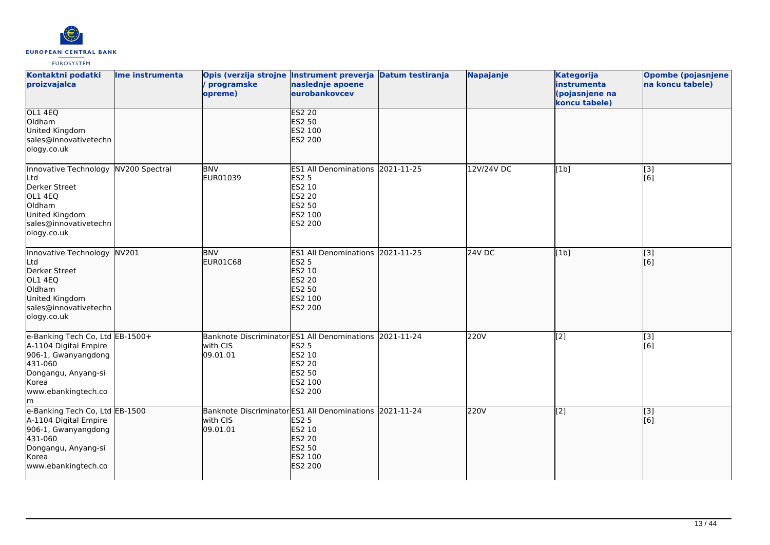| Kontaktni podatki proizvajalca | Ime instrumenta | Opis (verzija strojne / programske opreme) | Instrument preverja naslednje apoene eurobankovcev | Datum testiranja | Napajanje | Kategorija instrumenta (pojasnjene na koncu tabele) | Opombe (pojasnjene na koncu tabele) |
|---|---|---|---|---|---|---|---|
| OL1 4EQ<br>Oldham<br>United Kingdom<br>sales@innovativetechnology.co.uk | | | ES2 20<br>ES2 50<br>ES2 100<br>ES2 200 | | | | |
| Innovative Technology Ltd<br>Derker Street<br>OL1 4EQ<br>Oldham<br>United Kingdom<br>sales@innovativetechnology.co.uk | NV200 Spectral | BNV<br>EUR01039 | ES1 All Denominations<br>ES2 5<br>ES2 10<br>ES2 20<br>ES2 50<br>ES2 100<br>ES2 200 | 2021-11-25 | 12V/24V DC | [1b] | [3]<br>[6] |
| Innovative Technology Ltd<br>Derker Street<br>OL1 4EQ<br>Oldham<br>United Kingdom<br>sales@innovativetechnology.co.uk | NV201 | BNV<br>EUR01C68 | ES1 All Denominations<br>ES2 5<br>ES2 10<br>ES2 20<br>ES2 50<br>ES2 100<br>ES2 200 | 2021-11-25 | 24V DC | [1b] | [3]<br>[6] |
| e-Banking Tech Co, Ltd<br>A-1104 Digital Empire<br>906-1, Gwanyangdong<br>431-060<br>Dongangu, Anyang-si<br>Korea<br>www.ebankingtech.com | EB-1500+ | Banknote Discriminator with CIS<br>09.01.01 | ES1 All Denominations<br>ES2 5<br>ES2 10<br>ES2 20<br>ES2 50<br>ES2 100<br>ES2 200 | 2021-11-24 | 220V | [2] | [3]<br>[6] |
| e-Banking Tech Co, Ltd<br>A-1104 Digital Empire<br>906-1, Gwanyangdong<br>431-060<br>Dongangu, Anyang-si<br>Korea<br>www.ebankingtech.co | EB-1500 | Banknote Discriminator with CIS<br>09.01.01 | ES1 All Denominations<br>ES2 5<br>ES2 10<br>ES2 20<br>ES2 50<br>ES2 100<br>ES2 200 | 2021-11-24 | 220V | [2] | [3]<br>[6] |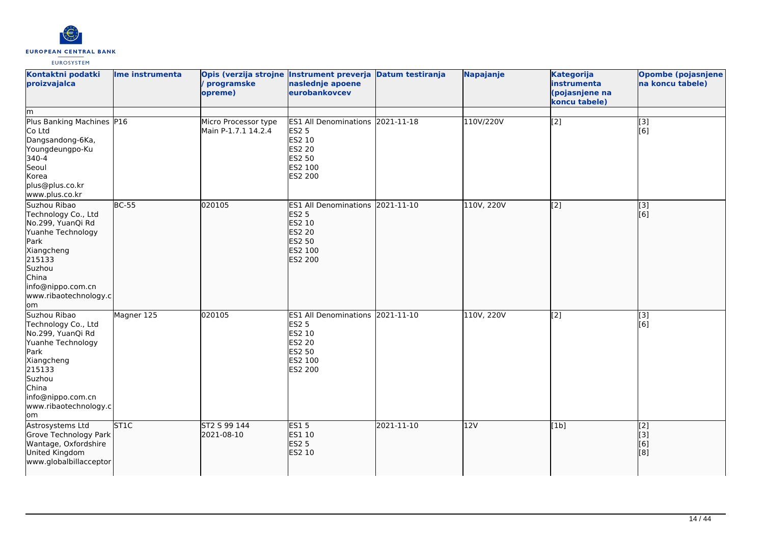| Kontaktni podatki proizvajalca | Ime instrumenta | Opis (verzija strojne / programske opreme) | Instrument preverja naslednje apoene eurobankovcev | Datum testiranja | Napajanje | Kategorija instrumenta (pojasnjene na koncu tabele) | Opombe (pojasnjene na koncu tabele) |
|---|---|---|---|---|---|---|---|
| m | | | | | | | |
| Plus Banking Machines Co Ltd<br>Dangsandong-6Ka, Youngdeungpo-Ku<br>340-4<br>Seoul<br>Korea<br>plus@plus.co.kr<br>www.plus.co.kr | P16 | Micro Processor type Main P-1.7.1 14.2.4 | ES1 All Denominations<br>ES2 5<br>ES2 10<br>ES2 20<br>ES2 50<br>ES2 100<br>ES2 200 | 2021-11-18 | 110V/220V | [2] | [3]<br>[6] |
| Suzhou Ribao Technology Co., Ltd<br>No.299, YuanQi Rd<br>Yuanhe Technology Park<br>Xiangcheng<br>215133<br>Suzhou<br>China<br>info@nippo.com.cn<br>www.ribaotechnology.com | BC-55 | 020105 | ES1 All Denominations<br>ES2 5<br>ES2 10<br>ES2 20<br>ES2 50<br>ES2 100<br>ES2 200 | 2021-11-10 | 110V, 220V | [2] | [3]<br>[6] |
| Suzhou Ribao Technology Co., Ltd<br>No.299, YuanQi Rd<br>Yuanhe Technology Park<br>Xiangcheng<br>215133<br>Suzhou<br>China<br>info@nippo.com.cn<br>www.ribaotechnology.com | Magner 125 | 020105 | ES1 All Denominations<br>ES2 5<br>ES2 10<br>ES2 20<br>ES2 50<br>ES2 100<br>ES2 200 | 2021-11-10 | 110V, 220V | [2] | [3]<br>[6] |
| Astrosystems Ltd<br>Grove Technology Park<br>Wantage, Oxfordshire<br>United Kingdom<br>www.globalbillacceptor | ST1C | ST2 S 99 144<br>2021-08-10 | ES1 5<br>ES1 10<br>ES2 5<br>ES2 10 | 2021-11-10 | 12V | [1b] | [2]<br>[3]<br>[6]<br>[8] |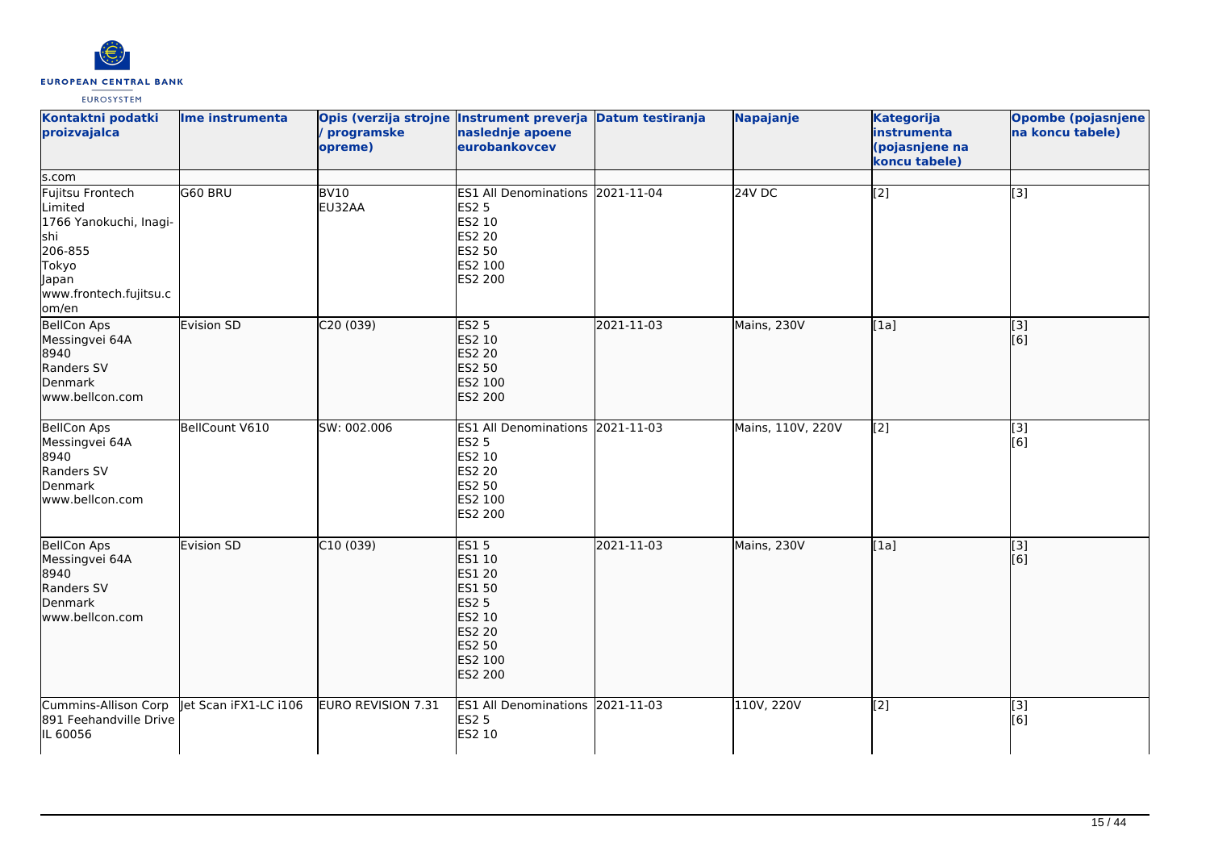| Kontaktni podatki proizvajalca | Ime instrumenta | Opis (verzija strojne / programske opreme) | Instrument preverja naslednje apoene eurobankovcev | Datum testiranja | Napajanje | Kategorija instrumenta (pojasnjene na koncu tabele) | Opombe (pojasnjene na koncu tabele) |
|---|---|---|---|---|---|---|---|
| s.com | | | | | | | |
| Fujitsu Frontech Limited<br>1766 Yanokuchi, Inagi-shi<br>206-855<br>Tokyo<br>Japan<br>www.frontech.fujitsu.com/en | G60 BRU | BV10<br>EU32AA | ES1 All Denominations<br>ES2 5<br>ES2 10<br>ES2 20<br>ES2 50<br>ES2 100<br>ES2 200 | 2021-11-04 | 24V DC | [2] | [3] |
| BellCon Aps<br>Messingvei 64A<br>8940<br>Randers SV<br>Denmark<br>www.bellcon.com | Evision SD | C20 (039) | ES2 5<br>ES2 10<br>ES2 20<br>ES2 50<br>ES2 100<br>ES2 200 | 2021-11-03 | Mains, 230V | [1a] | [3]<br>[6] |
| BellCon Aps<br>Messingvei 64A<br>8940<br>Randers SV<br>Denmark<br>www.bellcon.com | BellCount V610 | SW: 002.006 | ES1 All Denominations<br>ES2 5<br>ES2 10<br>ES2 20<br>ES2 50<br>ES2 100<br>ES2 200 | 2021-11-03 | Mains, 110V, 220V | [2] | [3]<br>[6] |
| BellCon Aps<br>Messingvei 64A<br>8940<br>Randers SV<br>Denmark<br>www.bellcon.com | Evision SD | C10 (039) | ES1 5<br>ES1 10<br>ES1 20<br>ES1 50<br>ES2 5<br>ES2 10<br>ES2 20<br>ES2 50<br>ES2 100<br>ES2 200 | 2021-11-03 | Mains, 230V | [1a] | [3]<br>[6] |
| Cummins-Allison Corp<br>891 Feehandville Drive<br>IL 60056 | Jet Scan iFX1-LC i106 | EURO REVISION 7.31 | ES1 All Denominations<br>ES2 5<br>ES2 10 | 2021-11-03 | 110V, 220V | [2] | [3]<br>[6] |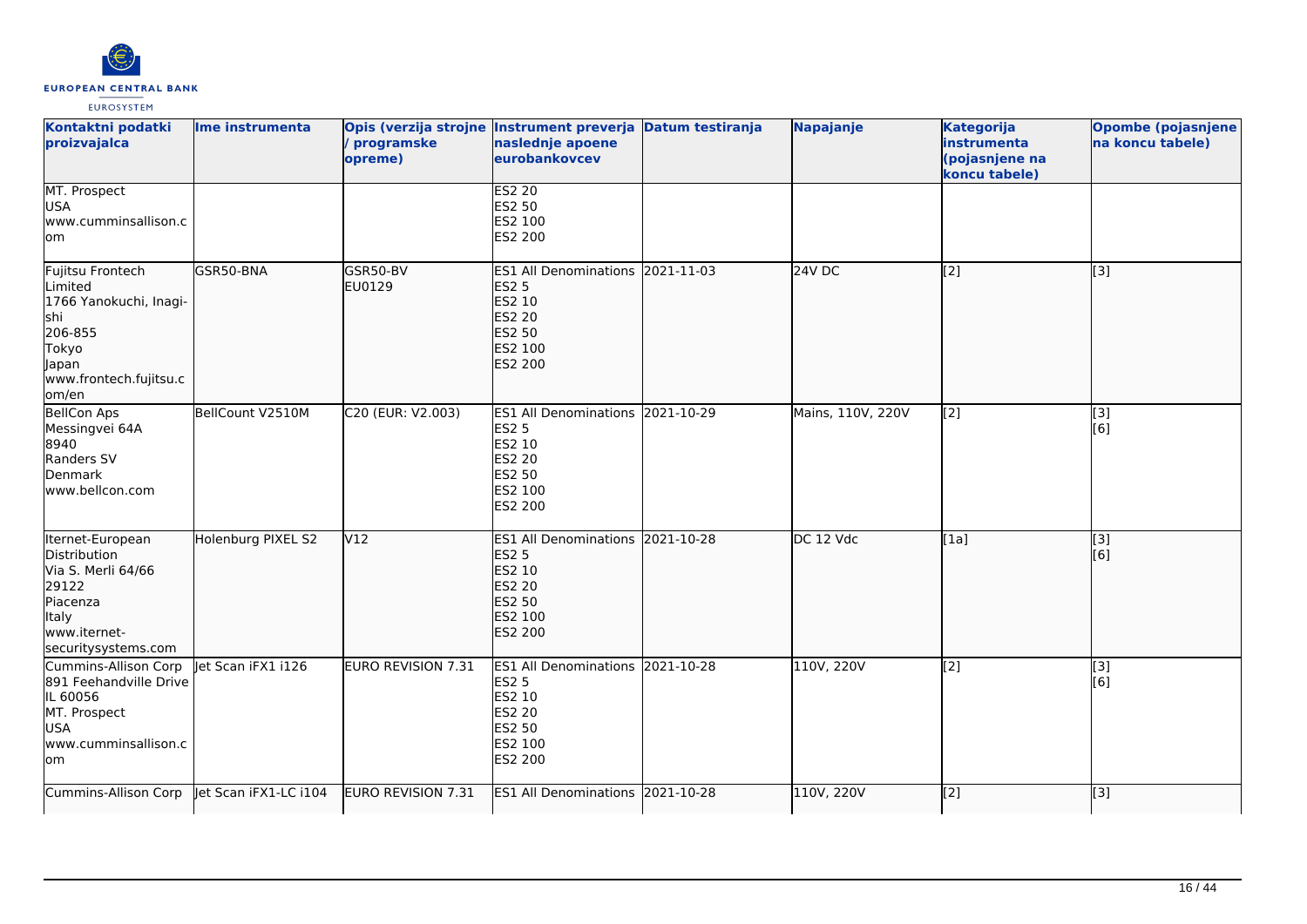| Kontaktni podatki proizvajalca | Ime instrumenta | Opis (verzija strojne / programske opreme) | Instrument preverja naslednje apoene eurobankovcev | Datum testiranja | Napajanje | Kategorija instrumenta (pojasnjene na koncu tabele) | Opombe (pojasnjene na koncu tabele) |
|---|---|---|---|---|---|---|---|
| MT. Prospect<br>USA<br>www.cumminsallison.com | | | ES2 20<br>ES2 50<br>ES2 100<br>ES2 200 | | | | |
| Fujitsu Frontech Limited<br>1766 Yanokuchi, Inagi-shi<br>206-855<br>Tokyo<br>Japan<br>www.frontech.fujitsu.com/en | GSR50-BNA | GSR50-BV<br>EU0129 | ES1 All Denominations<br>ES2 5<br>ES2 10<br>ES2 20<br>ES2 50<br>ES2 100<br>ES2 200 | 2021-11-03 | 24V DC | [2] | [3] |
| BellCon Aps<br>Messingvei 64A<br>8940<br>Randers SV<br>Denmark<br>www.bellcon.com | BellCount V2510M | C20 (EUR: V2.003) | ES1 All Denominations<br>ES2 5<br>ES2 10<br>ES2 20<br>ES2 50<br>ES2 100<br>ES2 200 | 2021-10-29 | Mains, 110V, 220V | [2] | [3]<br>[6] |
| Iternet-European Distribution<br>Via S. Merli 64/66<br>29122<br>Piacenza<br>Italy<br>www.iternet-securitysystems.com | Holenburg PIXEL S2 | V12 | ES1 All Denominations<br>ES2 5<br>ES2 10<br>ES2 20<br>ES2 50<br>ES2 100<br>ES2 200 | 2021-10-28 | DC 12 Vdc | [1a] | [3]<br>[6] |
| Cummins-Allison Corp<br>891 Feehandville Drive<br>IL 60056<br>MT. Prospect<br>USA<br>www.cumminsallison.com | Jet Scan iFX1 i126 | EURO REVISION 7.31 | ES1 All Denominations<br>ES2 5<br>ES2 10<br>ES2 20<br>ES2 50<br>ES2 100<br>ES2 200 | 2021-10-28 | 110V, 220V | [2] | [3]<br>[6] |
| Cummins-Allison Corp | Jet Scan iFX1-LC i104 | EURO REVISION 7.31 | ES1 All Denominations | 2021-10-28 | 110V, 220V | [2] | [3] |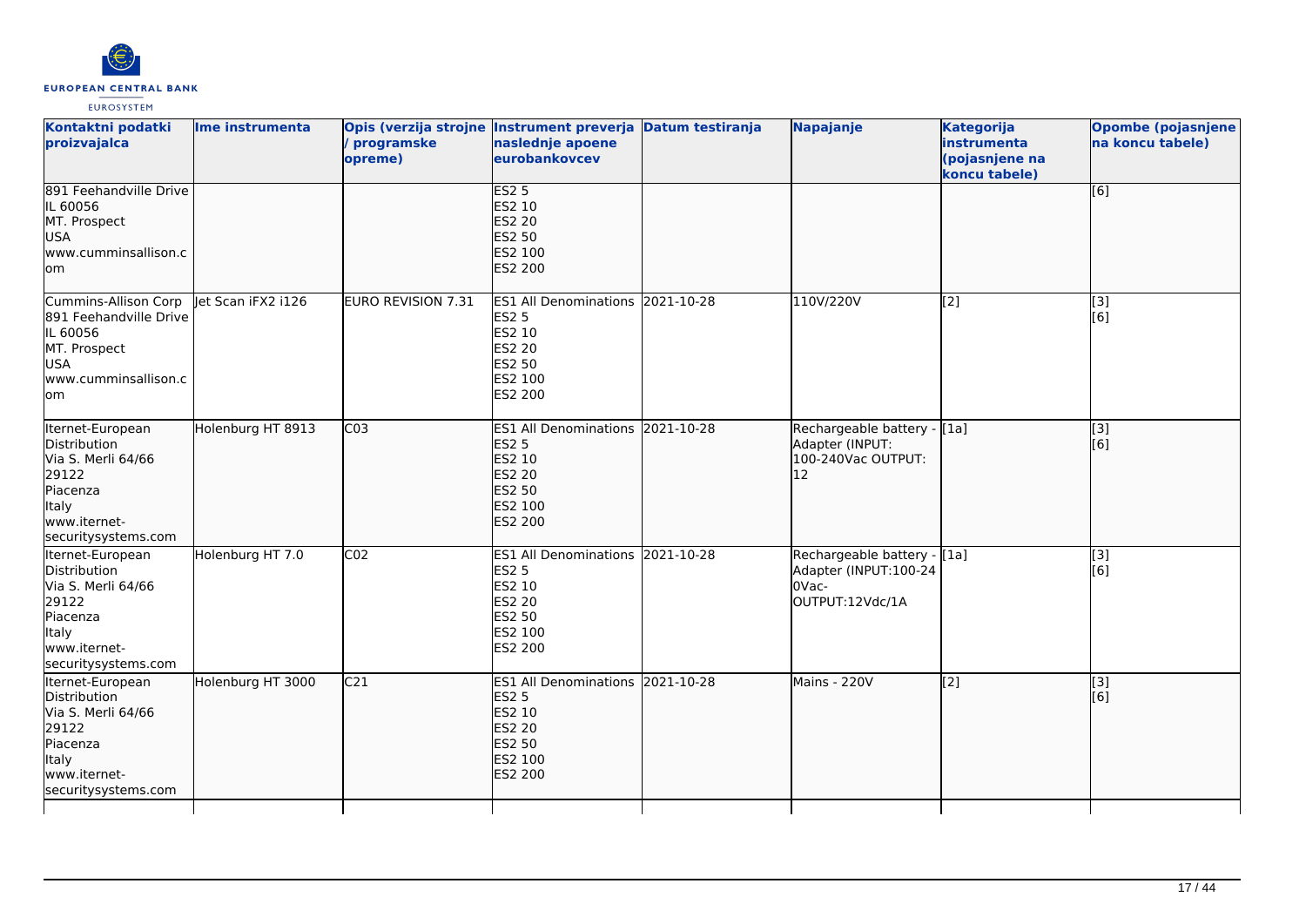| Kontaktni podatki proizvajalca | Ime instrumenta | Opis (verzija strojne / programske opreme) | Instrument preverja naslednje apoene eurobankovcev | Datum testiranja | Napajanje | Kategorija instrumenta (pojasnjene na koncu tabele) | Opombe (pojasnjene na koncu tabele) |
|---|---|---|---|---|---|---|---|
| 891 Feehandville Drive<br>IL 60056<br>MT. Prospect<br>USA<br>www.cumminsallison.com | | | ES2 5<br>ES2 10<br>ES2 20<br>ES2 50<br>ES2 100<br>ES2 200 | | | | [6] |
| Cummins-Allison Corp<br>891 Feehandville Drive<br>IL 60056<br>MT. Prospect<br>USA<br>www.cumminsallison.com | Jet Scan iFX2 i126 | EURO REVISION 7.31 | ES1 All Denominations<br>ES2 5<br>ES2 10<br>ES2 20<br>ES2 50<br>ES2 100<br>ES2 200 | 2021-10-28 | 110V/220V | [2] | [3]<br>[6] |
| Iternet-European Distribution<br>Via S. Merli 64/66<br>29122<br>Piacenza<br>Italy<br>www.iternet-securitysystems.com | Holenburg HT 8913 | C03 | ES1 All Denominations<br>ES2 5<br>ES2 10<br>ES2 20<br>ES2 50<br>ES2 100<br>ES2 200 | 2021-10-28 | Rechargeable battery - Adapter (INPUT: 100-240Vac OUTPUT: 12 | [1a] | [3]<br>[6] |
| Iternet-European Distribution<br>Via S. Merli 64/66<br>29122<br>Piacenza<br>Italy<br>www.iternet-securitysystems.com | Holenburg HT 7.0 | C02 | ES1 All Denominations<br>ES2 5<br>ES2 10<br>ES2 20<br>ES2 50<br>ES2 100<br>ES2 200 | 2021-10-28 | Rechargeable battery - Adapter (INPUT:100-240Vac-OUTPUT:12Vdc/1A | [1a] | [3]<br>[6] |
| Iternet-European Distribution<br>Via S. Merli 64/66<br>29122<br>Piacenza<br>Italy<br>www.iternet-securitysystems.com | Holenburg HT 3000 | C21 | ES1 All Denominations<br>ES2 5<br>ES2 10<br>ES2 20<br>ES2 50<br>ES2 100<br>ES2 200 | 2021-10-28 | Mains - 220V | [2] | [3]<br>[6] |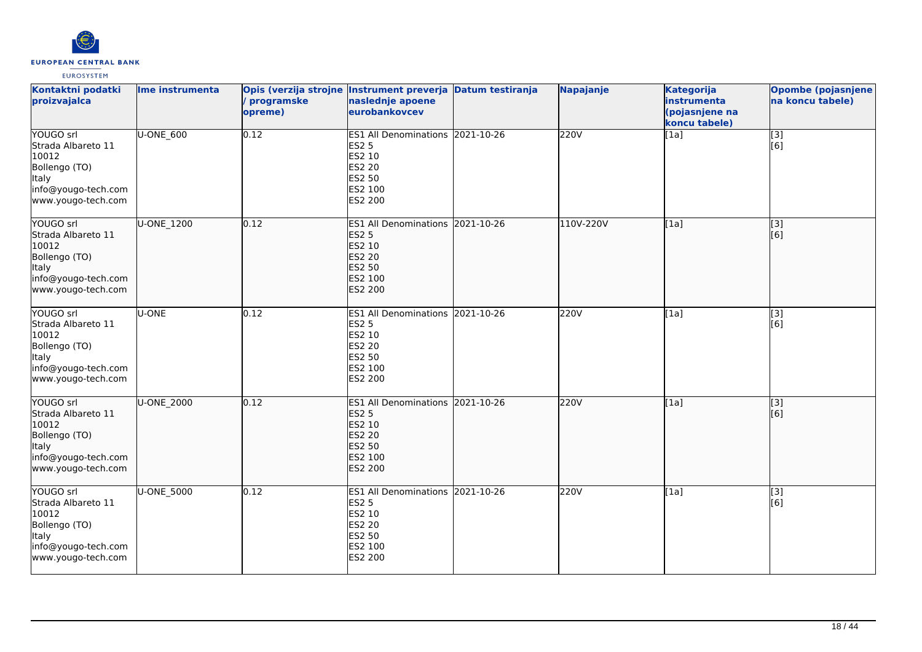| Kontaktni podatki proizvajalca | Ime instrumenta | Opis (verzija strojne / programske opreme) | Instrument preverja naslednje apoene eurobankovcev | Datum testiranja | Napajanje | Kategorija instrumenta (pojasnjene na koncu tabele) | Opombe (pojasnjene na koncu tabele) |
|---|---|---|---|---|---|---|---|
| YOUGO srl<br>Strada Albareto 11<br>10012<br>Bollengo (TO)<br>Italy<br>info@yougo-tech.com<br>www.yougo-tech.com | U-ONE_600 | 0.12 | ES1 All Denominations<br>ES2 5<br>ES2 10<br>ES2 20<br>ES2 50<br>ES2 100<br>ES2 200 | 2021-10-26 | 220V | [1a] | [3]<br>[6] |
| YOUGO srl<br>Strada Albareto 11<br>10012<br>Bollengo (TO)<br>Italy<br>info@yougo-tech.com<br>www.yougo-tech.com | U-ONE_1200 | 0.12 | ES1 All Denominations<br>ES2 5<br>ES2 10<br>ES2 20<br>ES2 50<br>ES2 100<br>ES2 200 | 2021-10-26 | 110V-220V | [1a] | [3]<br>[6] |
| YOUGO srl<br>Strada Albareto 11<br>10012<br>Bollengo (TO)<br>Italy<br>info@yougo-tech.com<br>www.yougo-tech.com | U-ONE | 0.12 | ES1 All Denominations<br>ES2 5<br>ES2 10<br>ES2 20<br>ES2 50<br>ES2 100<br>ES2 200 | 2021-10-26 | 220V | [1a] | [3]<br>[6] |
| YOUGO srl<br>Strada Albareto 11<br>10012<br>Bollengo (TO)<br>Italy<br>info@yougo-tech.com<br>www.yougo-tech.com | U-ONE_2000 | 0.12 | ES1 All Denominations<br>ES2 5<br>ES2 10<br>ES2 20<br>ES2 50<br>ES2 100<br>ES2 200 | 2021-10-26 | 220V | [1a] | [3]<br>[6] |
| YOUGO srl<br>Strada Albareto 11<br>10012<br>Bollengo (TO)<br>Italy<br>info@yougo-tech.com<br>www.yougo-tech.com | U-ONE_5000 | 0.12 | ES1 All Denominations<br>ES2 5<br>ES2 10<br>ES2 20<br>ES2 50<br>ES2 100<br>ES2 200 | 2021-10-26 | 220V | [1a] | [3]<br>[6] |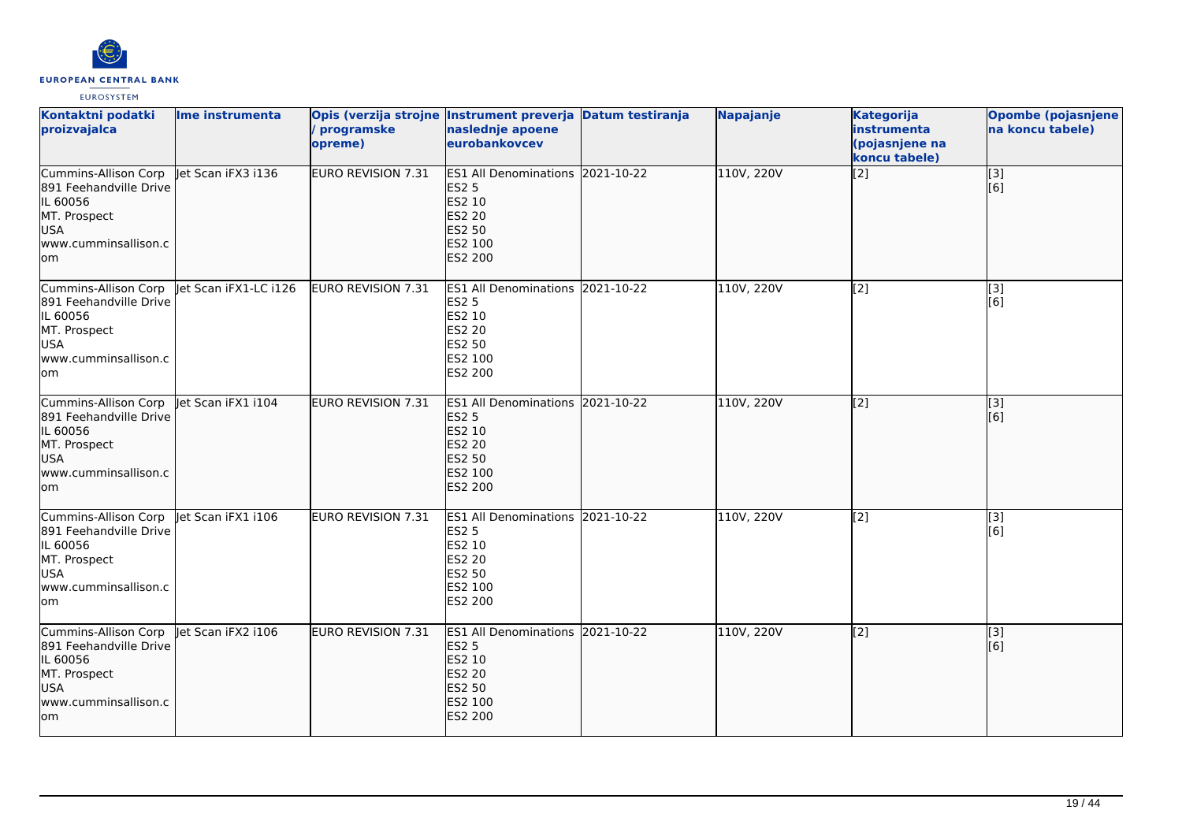| Kontaktni podatki proizvajalca | Ime instrumenta | Opis (verzija strojne / programske opreme) | Instrument preverja naslednje apoene eurobankovcev | Datum testiranja | Napajanje | Kategorija instrumenta (pojasnjene na koncu tabele) | Opombe (pojasnjene na koncu tabele) |
|---|---|---|---|---|---|---|---|
| Cummins-Allison Corp 891 Feehandville Drive IL 60056 MT. Prospect USA www.cumminsallison.com | Jet Scan iFX3 i136 | EURO REVISION 7.31 | ES1 All Denominations ES2 5 ES2 10 ES2 20 ES2 50 ES2 100 ES2 200 | 2021-10-22 | 110V, 220V | [2] | [3] [6] |
| Cummins-Allison Corp 891 Feehandville Drive IL 60056 MT. Prospect USA www.cumminsallison.com | Jet Scan iFX1-LC i126 | EURO REVISION 7.31 | ES1 All Denominations ES2 5 ES2 10 ES2 20 ES2 50 ES2 100 ES2 200 | 2021-10-22 | 110V, 220V | [2] | [3] [6] |
| Cummins-Allison Corp 891 Feehandville Drive IL 60056 MT. Prospect USA www.cumminsallison.com | Jet Scan iFX1 i104 | EURO REVISION 7.31 | ES1 All Denominations ES2 5 ES2 10 ES2 20 ES2 50 ES2 100 ES2 200 | 2021-10-22 | 110V, 220V | [2] | [3] [6] |
| Cummins-Allison Corp 891 Feehandville Drive IL 60056 MT. Prospect USA www.cumminsallison.com | Jet Scan iFX1 i106 | EURO REVISION 7.31 | ES1 All Denominations ES2 5 ES2 10 ES2 20 ES2 50 ES2 100 ES2 200 | 2021-10-22 | 110V, 220V | [2] | [3] [6] |
| Cummins-Allison Corp 891 Feehandville Drive IL 60056 MT. Prospect USA www.cumminsallison.com | Jet Scan iFX2 i106 | EURO REVISION 7.31 | ES1 All Denominations ES2 5 ES2 10 ES2 20 ES2 50 ES2 100 ES2 200 | 2021-10-22 | 110V, 220V | [2] | [3] [6] |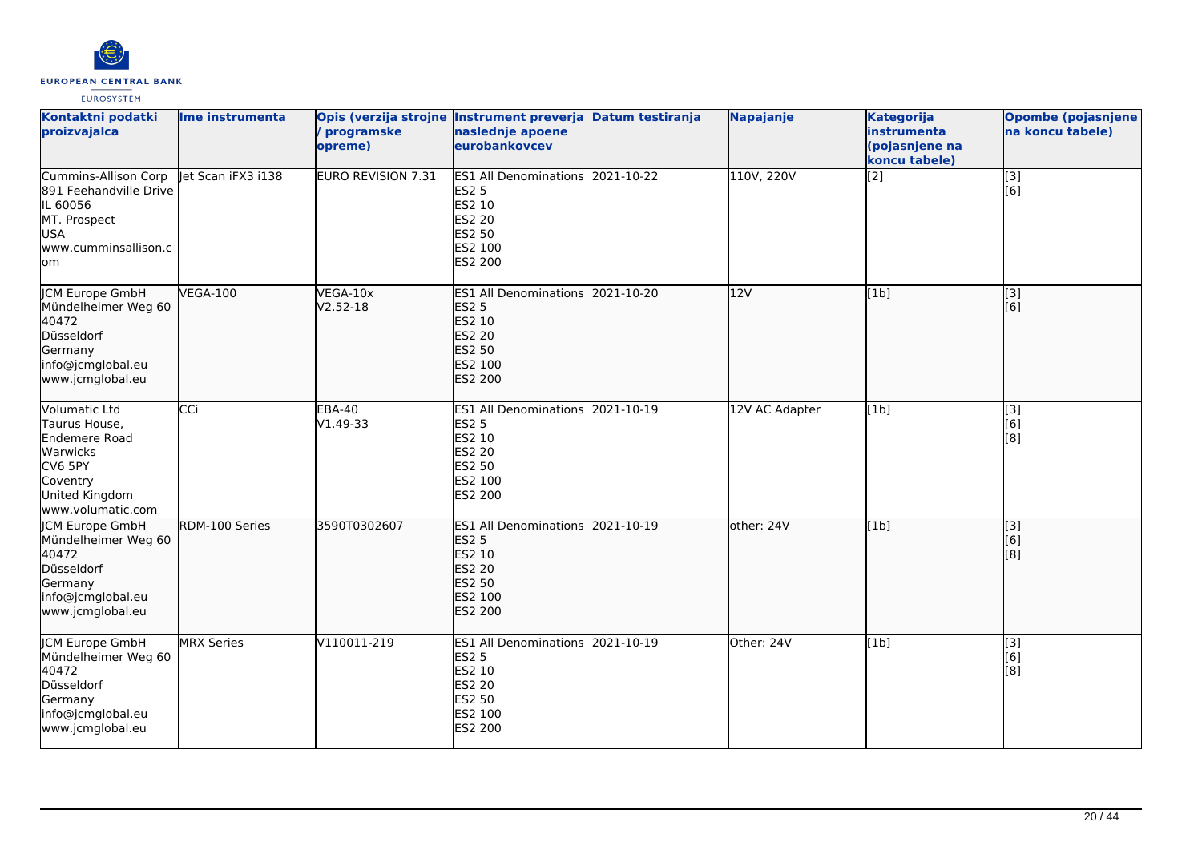| Kontaktni podatki proizvajalca | Ime instrumenta | Opis (verzija strojne / programske opreme) | Instrument preverja naslednje apoene eurobankovcev | Datum testiranja | Napajanje | Kategorija instrumenta (pojasnjene na koncu tabele) | Opombe (pojasnjene na koncu tabele) |
|---|---|---|---|---|---|---|---|
| Cummins-Allison Corp<br>891 Feehandville Drive<br>IL 60056<br>MT. Prospect<br>USA<br>www.cumminsallison.com | Jet Scan iFX3 i138 | EURO REVISION 7.31 | ES1 All Denominations<br>ES2 5<br>ES2 10<br>ES2 20<br>ES2 50<br>ES2 100<br>ES2 200 | 2021-10-22 | 110V, 220V | [2] | [3]<br>[6] |
| JCM Europe GmbH<br>Mündelheimer Weg 60<br>40472<br>Düsseldorf<br>Germany<br>info@jcmglobal.eu<br>www.jcmglobal.eu | VEGA-100 | VEGA-10x<br>V2.52-18 | ES1 All Denominations<br>ES2 5<br>ES2 10<br>ES2 20<br>ES2 50<br>ES2 100<br>ES2 200 | 2021-10-20 | 12V | [1b] | [3]<br>[6] |
| Volumatic Ltd<br>Taurus House,<br>Endemere Road<br>Warwicks<br>CV6 5PY<br>Coventry<br>United Kingdom<br>www.volumatic.com | CCi | EBA-40<br>V1.49-33 | ES1 All Denominations<br>ES2 5<br>ES2 10<br>ES2 20<br>ES2 50<br>ES2 100<br>ES2 200 | 2021-10-19 | 12V AC Adapter | [1b] | [3]<br>[6]<br>[8] |
| JCM Europe GmbH<br>Mündelheimer Weg 60<br>40472<br>Düsseldorf<br>Germany<br>info@jcmglobal.eu<br>www.jcmglobal.eu | RDM-100 Series | 3590T0302607 | ES1 All Denominations<br>ES2 5<br>ES2 10<br>ES2 20<br>ES2 50<br>ES2 100<br>ES2 200 | 2021-10-19 | other: 24V | [1b] | [3]<br>[6]<br>[8] |
| JCM Europe GmbH<br>Mündelheimer Weg 60<br>40472<br>Düsseldorf<br>Germany<br>info@jcmglobal.eu<br>www.jcmglobal.eu | MRX Series | V110011-219 | ES1 All Denominations<br>ES2 5<br>ES2 10<br>ES2 20<br>ES2 50<br>ES2 100<br>ES2 200 | 2021-10-19 | Other: 24V | [1b] | [3]<br>[6]<br>[8] |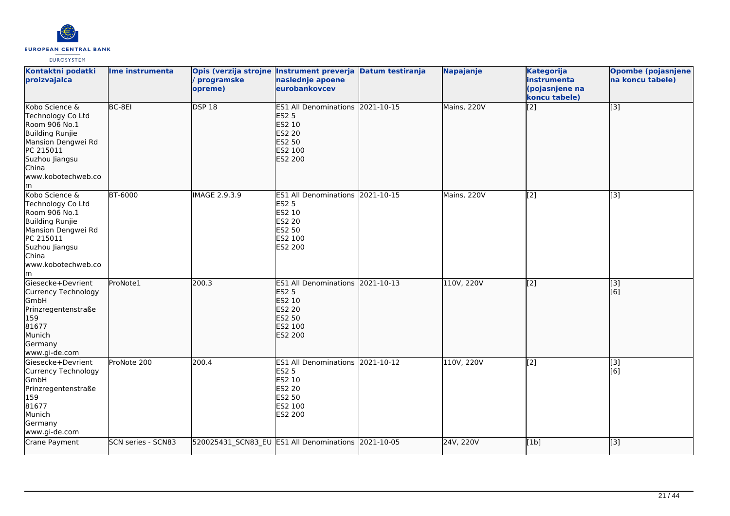| Kontaktni podatki proizvajalca | Ime instrumenta | Opis (verzija strojne / programske opreme) | Instrument preverja naslednje apoene eurobankovcev | Datum testiranja | Napajanje | Kategorija instrumenta (pojasnjene na koncu tabele) | Opombe (pojasnjene na koncu tabele) |
|---|---|---|---|---|---|---|---|
| Kobo Science & Technology Co Ltd<br>Room 906 No.1<br>Building Runjie<br>Mansion Dengwei Rd<br>PC 215011<br>Suzhou Jiangsu<br>China<br>www.kobotechweb.com | BC-8EI | DSP 18 | ES1 All Denominations<br>ES2 5<br>ES2 10<br>ES2 20<br>ES2 50<br>ES2 100<br>ES2 200 | 2021-10-15 | Mains, 220V | [2] | [3] |
| Kobo Science & Technology Co Ltd<br>Room 906 No.1<br>Building Runjie<br>Mansion Dengwei Rd<br>PC 215011<br>Suzhou Jiangsu<br>China<br>www.kobotechweb.com | BT-6000 | IMAGE 2.9.3.9 | ES1 All Denominations<br>ES2 5<br>ES2 10<br>ES2 20<br>ES2 50<br>ES2 100<br>ES2 200 | 2021-10-15 | Mains, 220V | [2] | [3] |
| Giesecke+Devrient Currency Technology GmbH<br>Prinzregentenstraße 159<br>81677<br>Munich<br>Germany<br>www.gi-de.com | ProNote1 | 200.3 | ES1 All Denominations<br>ES2 5<br>ES2 10<br>ES2 20<br>ES2 50<br>ES2 100<br>ES2 200 | 2021-10-13 | 110V, 220V | [2] | [3]<br>[6] |
| Giesecke+Devrient Currency Technology GmbH<br>Prinzregentenstraße 159<br>81677<br>Munich<br>Germany<br>www.gi-de.com | ProNote 200 | 200.4 | ES1 All Denominations<br>ES2 5<br>ES2 10<br>ES2 20<br>ES2 50<br>ES2 100<br>ES2 200 | 2021-10-12 | 110V, 220V | [2] | [3]<br>[6] |
| Crane Payment | SCN series - SCN83 | 520025431_SCN83_EU | ES1 All Denominations | 2021-10-05 | 24V, 220V | [1b] | [3] |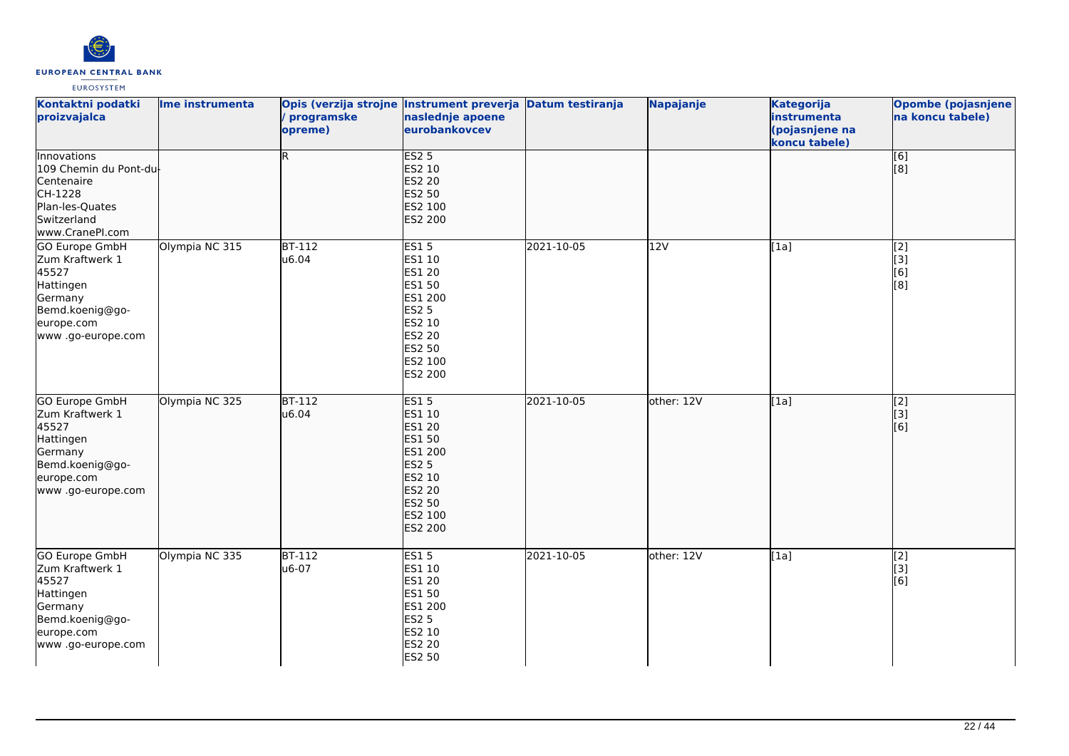| Kontaktni podatki proizvajalca | Ime instrumenta | Opis (verzija strojne / programske opreme) | Instrument preverja naslednje apoene eurobankovcev | Datum testiranja | Napajanje | Kategorija instrumenta (pojasnjene na koncu tabele) | Opombe (pojasnjene na koncu tabele) |
|---|---|---|---|---|---|---|---|
| Innovations<br>109 Chemin du Pont-du-Centenaire<br>CH-1228<br>Plan-les-Quates<br>Switzerland<br>www.CranePI.com | | R | ES2 5<br>ES2 10<br>ES2 20<br>ES2 50<br>ES2 100<br>ES2 200 | | | | [6]<br>[8] |
| GO Europe GmbH<br>Zum Kraftwerk 1<br>45527<br>Hattingen<br>Germany<br>Bemd.koenig@go-europe.com<br>www .go-europe.com | Olympia NC 315 | BT-112<br>u6.04 | ES1 5<br>ES1 10<br>ES1 20<br>ES1 50<br>ES1 200<br>ES2 5<br>ES2 10<br>ES2 20<br>ES2 50<br>ES2 100<br>ES2 200 | 2021-10-05 | 12V | [1a] | [2]<br>[3]<br>[6]<br>[8] |
| GO Europe GmbH<br>Zum Kraftwerk 1<br>45527<br>Hattingen<br>Germany<br>Bemd.koenig@go-europe.com<br>www .go-europe.com | Olympia NC 325 | BT-112<br>u6.04 | ES1 5<br>ES1 10<br>ES1 20<br>ES1 50<br>ES1 200<br>ES2 5<br>ES2 10<br>ES2 20<br>ES2 50<br>ES2 100<br>ES2 200 | 2021-10-05 | other: 12V | [1a] | [2]<br>[3]<br>[6] |
| GO Europe GmbH<br>Zum Kraftwerk 1<br>45527<br>Hattingen<br>Germany<br>Bemd.koenig@go-europe.com<br>www .go-europe.com | Olympia NC 335 | BT-112<br>u6-07 | ES1 5<br>ES1 10<br>ES1 20<br>ES1 50<br>ES1 200<br>ES2 5<br>ES2 10<br>ES2 20<br>ES2 50 | 2021-10-05 | other: 12V | [1a] | [2]<br>[3]<br>[6] |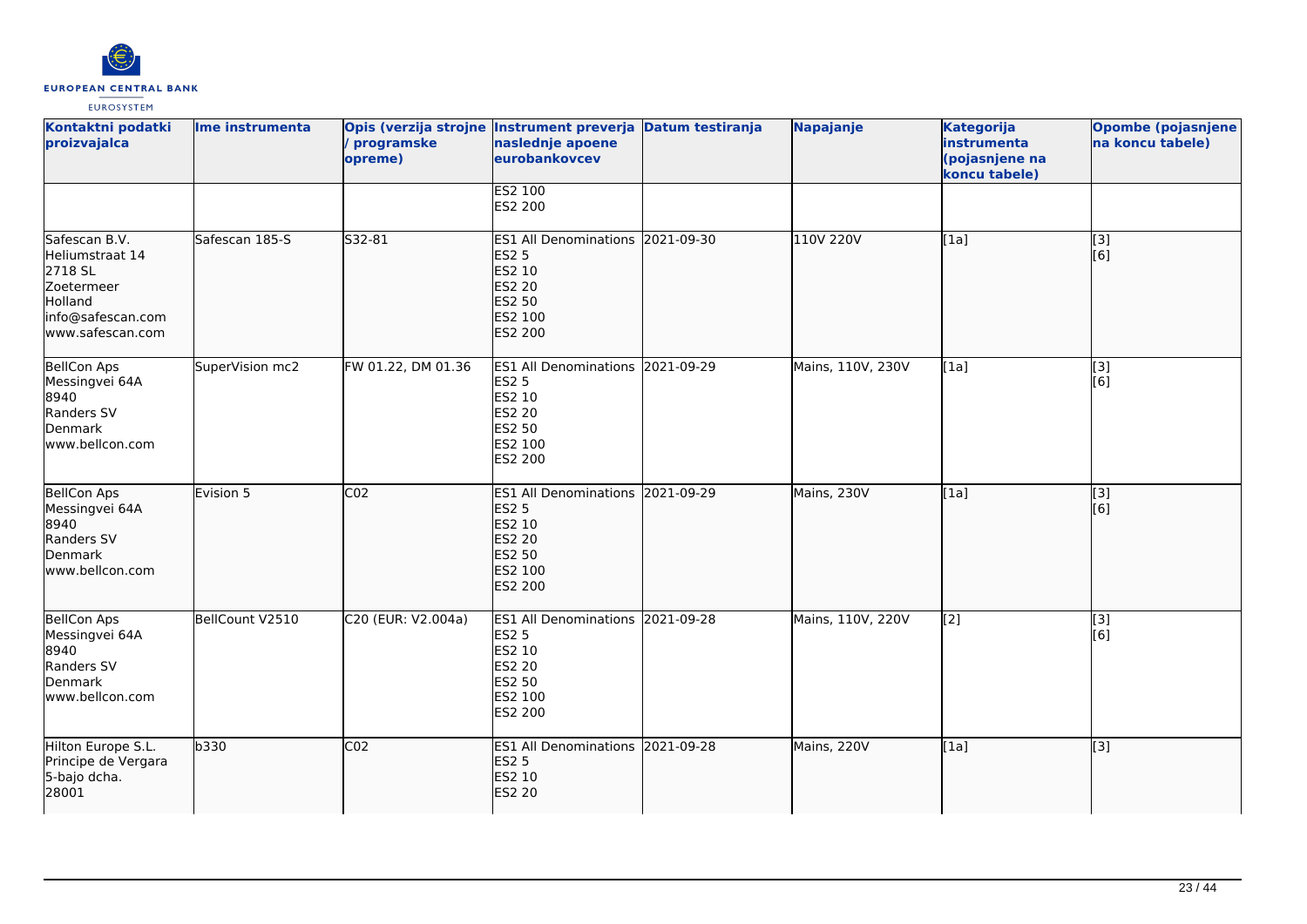| Kontaktni podatki proizvajalca | Ime instrumenta | Opis (verzija strojne / programske opreme) | Instrument preverja naslednje apoene eurobankovcev | Datum testiranja | Napajanje | Kategorija instrumenta (pojasnjene na koncu tabele) | Opombe (pojasnjene na koncu tabele) |
|---|---|---|---|---|---|---|---|
| | | | ES2 100<br>ES2 200 | | | | |
| Safescan B.V.<br>Heliumstraat 14<br>2718 SL<br>Zoetermeer<br>Holland<br>info@safescan.com<br>www.safescan.com | Safescan 185-S | S32-81 | ES1 All Denominations<br>ES2 5<br>ES2 10<br>ES2 20<br>ES2 50<br>ES2 100<br>ES2 200 | 2021-09-30 | 110V 220V | [1a] | [3]<br>[6] |
| BellCon Aps<br>Messingvei 64A<br>8940<br>Randers SV<br>Denmark<br>www.bellcon.com | SuperVision mc2 | FW 01.22, DM 01.36 | ES1 All Denominations<br>ES2 5<br>ES2 10<br>ES2 20<br>ES2 50<br>ES2 100<br>ES2 200 | 2021-09-29 | Mains, 110V, 230V | [1a] | [3]<br>[6] |
| BellCon Aps<br>Messingvei 64A<br>8940<br>Randers SV<br>Denmark<br>www.bellcon.com | Evision 5 | C02 | ES1 All Denominations<br>ES2 5<br>ES2 10<br>ES2 20<br>ES2 50<br>ES2 100<br>ES2 200 | 2021-09-29 | Mains, 230V | [1a] | [3]<br>[6] |
| BellCon Aps<br>Messingvei 64A<br>8940<br>Randers SV<br>Denmark<br>www.bellcon.com | BellCount V2510 | C20 (EUR: V2.004a) | ES1 All Denominations<br>ES2 5<br>ES2 10<br>ES2 20<br>ES2 50<br>ES2 100<br>ES2 200 | 2021-09-28 | Mains, 110V, 220V | [2] | [3]<br>[6] |
| Hilton Europe S.L.<br>Principe de Vergara<br>5-bajo dcha.<br>28001 | b330 | C02 | ES1 All Denominations<br>ES2 5<br>ES2 10<br>ES2 20 | 2021-09-28 | Mains, 220V | [1a] | [3] |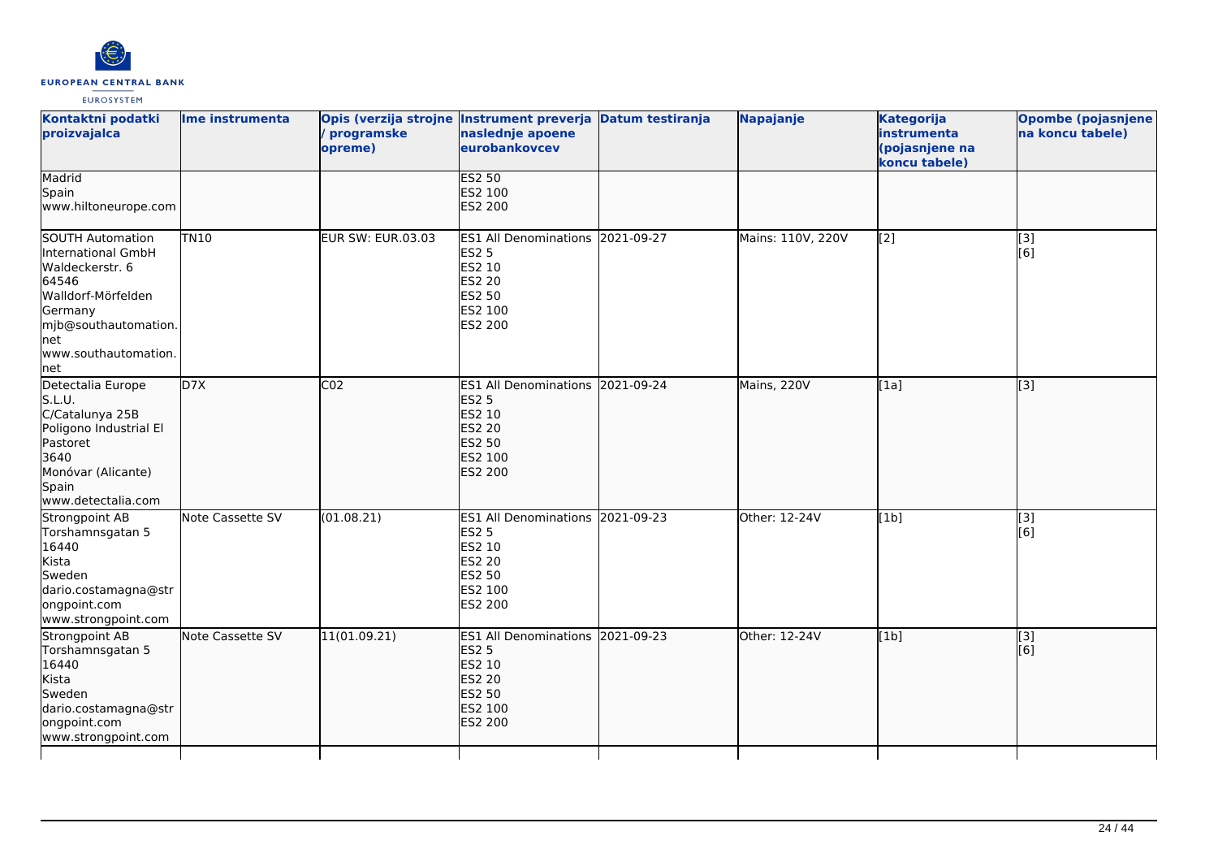| Kontaktni podatki proizvajalca | Ime instrumenta | Opis (verzija strojne / programske opreme) | Instrument preverja naslednje apoene eurobankovcev | Datum testiranja | Napajanje | Kategorija instrumenta (pojasnjene na koncu tabele) | Opombe (pojasnjene na koncu tabele) |
|---|---|---|---|---|---|---|---|
| Madrid<br>Spain<br>www.hiltoneurope.com | | | ES2 50<br>ES2 100<br>ES2 200 | | | | |
| SOUTH Automation International GmbH<br>Waldeckerstr. 6<br>64546<br>Walldorf-Mörfelden<br>Germany<br>mjb@southautomation.net<br>www.southautomation.net | TN10 | EUR SW: EUR.03.03 | ES1 All Denominations<br>ES2 5<br>ES2 10<br>ES2 20<br>ES2 50<br>ES2 100<br>ES2 200 | 2021-09-27 | Mains: 110V, 220V | [2] | [3]<br>[6] |
| Detectalia Europe S.L.U.<br>C/Catalunya 25B<br>Poligono Industrial El Pastoret<br>3640<br>Monóvar (Alicante)<br>Spain<br>www.detectalia.com | D7X | C02 | ES1 All Denominations<br>ES2 5<br>ES2 10<br>ES2 20<br>ES2 50<br>ES2 100<br>ES2 200 | 2021-09-24 | Mains, 220V | [1a] | [3] |
| Strongpoint AB<br>Torshamnsgatan 5<br>16440<br>Kista<br>Sweden<br>dario.costamagna@strongpoint.com<br>www.strongpoint.com | Note Cassette SV | (01.08.21) | ES1 All Denominations<br>ES2 5<br>ES2 10<br>ES2 20<br>ES2 50<br>ES2 100<br>ES2 200 | 2021-09-23 | Other: 12-24V | [1b] | [3]<br>[6] |
| Strongpoint AB<br>Torshamnsgatan 5<br>16440<br>Kista<br>Sweden<br>dario.costamagna@strongpoint.com<br>www.strongpoint.com | Note Cassette SV | 11(01.09.21) | ES1 All Denominations<br>ES2 5<br>ES2 10<br>ES2 20<br>ES2 50<br>ES2 100<br>ES2 200 | 2021-09-23 | Other: 12-24V | [1b] | [3]<br>[6] |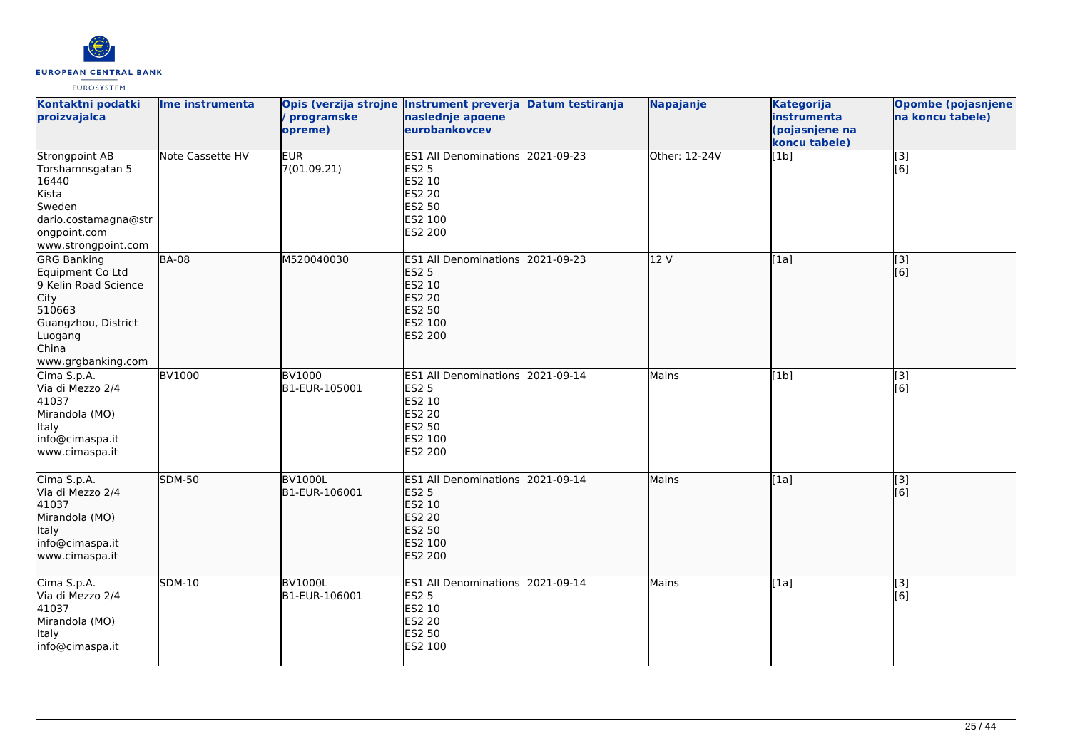| Kontaktni podatki proizvajalca | Ime instrumenta | Opis (verzija strojne / programske opreme) | Instrument preverja naslednje apoene eurobankovcev | Datum testiranja | Napajanje | Kategorija instrumenta (pojasnjene na koncu tabele) | Opombe (pojasnjene na koncu tabele) |
|---|---|---|---|---|---|---|---|
| Strongpoint AB<br>Torshamnsgatan 5<br>16440<br>Kista<br>Sweden<br>dario.costamagna@strongpoint.com<br>www.strongpoint.com | Note Cassette HV | EUR<br>7(01.09.21) | ES1 All Denominations<br>ES2 5<br>ES2 10<br>ES2 20<br>ES2 50<br>ES2 100<br>ES2 200 | 2021-09-23 | Other: 12-24V | [1b] | [3]<br>[6] |
| GRG Banking Equipment Co Ltd<br>9 Kelin Road Science City<br>510663<br>Guangzhou, District Luogang<br>China<br>www.grgbanking.com | BA-08 | M520040030 | ES1 All Denominations<br>ES2 5<br>ES2 10<br>ES2 20<br>ES2 50<br>ES2 100<br>ES2 200 | 2021-09-23 | 12 V | [1a] | [3]<br>[6] |
| Cima S.p.A.<br>Via di Mezzo 2/4<br>41037<br>Mirandola (MO)<br>Italy<br>info@cimaspa.it<br>www.cimaspa.it | BV1000 | BV1000<br>B1-EUR-105001 | ES1 All Denominations<br>ES2 5<br>ES2 10<br>ES2 20<br>ES2 50<br>ES2 100<br>ES2 200 | 2021-09-14 | Mains | [1b] | [3]<br>[6] |
| Cima S.p.A.<br>Via di Mezzo 2/4<br>41037<br>Mirandola (MO)<br>Italy<br>info@cimaspa.it<br>www.cimaspa.it | SDM-50 | BV1000L<br>B1-EUR-106001 | ES1 All Denominations<br>ES2 5<br>ES2 10<br>ES2 20<br>ES2 50<br>ES2 100<br>ES2 200 | 2021-09-14 | Mains | [1a] | [3]<br>[6] |
| Cima S.p.A.<br>Via di Mezzo 2/4<br>41037<br>Mirandola (MO)<br>Italy<br>info@cimaspa.it | SDM-10 | BV1000L<br>B1-EUR-106001 | ES1 All Denominations<br>ES2 5<br>ES2 10<br>ES2 20<br>ES2 50<br>ES2 100 | 2021-09-14 | Mains | [1a] | [3]<br>[6] |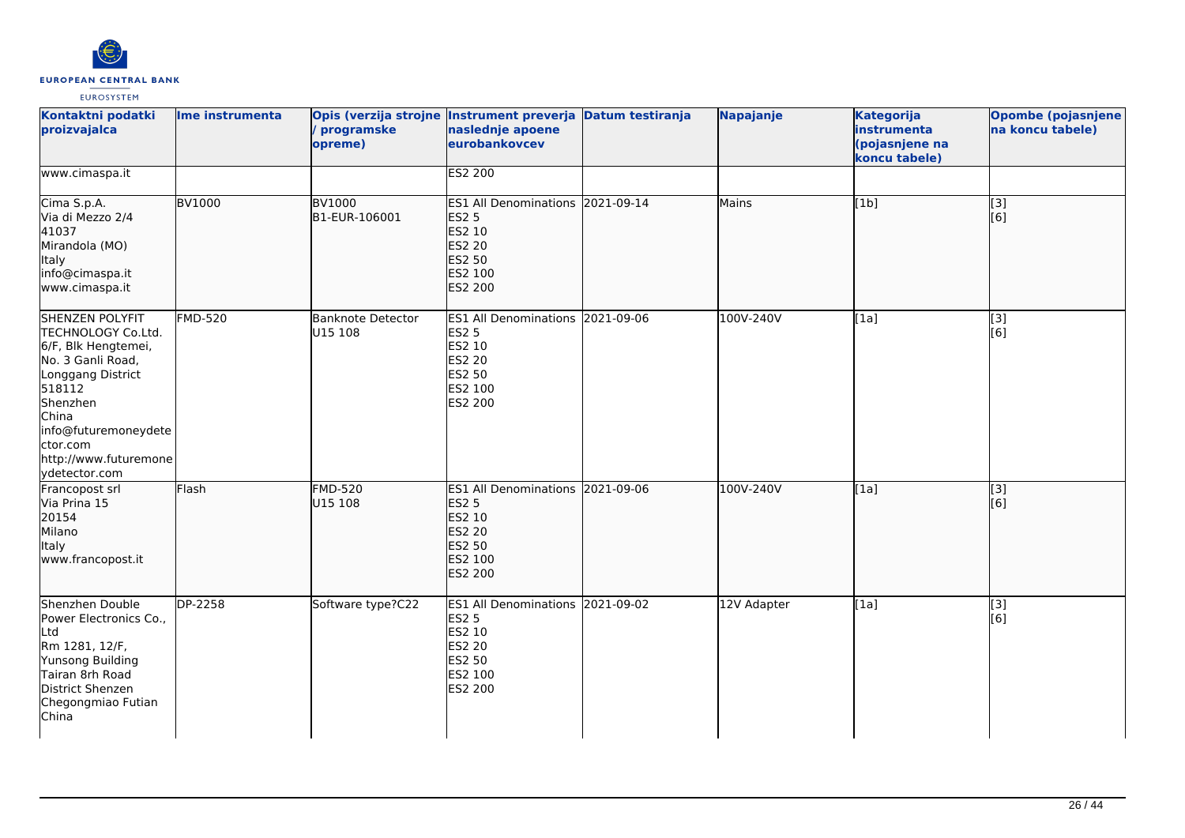| Kontaktni podatki proizvajalca | Ime instrumenta | Opis (verzija strojne / programske opreme) | Instrument preverja naslednje apoene eurobankovcev | Datum testiranja | Napajanje | Kategorija instrumenta (pojasnjene na koncu tabele) | Opombe (pojasnjene na koncu tabele) |
|---|---|---|---|---|---|---|---|
| www.cimaspa.it | | | ES2 200 | | | | |
| Cima S.p.A.<br>Via di Mezzo 2/4<br>41037<br>Mirandola (MO)<br>Italy<br>info@cimaspa.it<br>www.cimaspa.it | BV1000 | BV1000<br>B1-EUR-106001 | ES1 All Denominations<br>ES2 5<br>ES2 10<br>ES2 20<br>ES2 50<br>ES2 100<br>ES2 200 | 2021-09-14 | Mains | [1b] | [3]<br>[6] |
| SHENZEN POLYFIT TECHNOLOGY Co.Ltd.<br>6/F, Blk Hengtemei,<br>No. 3 Ganli Road,<br>Longgang District<br>518112<br>Shenzhen<br>China<br>info@futuremoneydetector.com<br>http://www.futuremoneydetector.com | FMD-520 | Banknote Detector<br>U15 108 | ES1 All Denominations<br>ES2 5<br>ES2 10<br>ES2 20<br>ES2 50<br>ES2 100<br>ES2 200 | 2021-09-06 | 100V-240V | [1a] | [3]<br>[6] |
| Francopost srl<br>Via Prina 15<br>20154<br>Milano<br>Italy<br>www.francopost.it | Flash | FMD-520<br>U15 108 | ES1 All Denominations<br>ES2 5<br>ES2 10<br>ES2 20<br>ES2 50<br>ES2 100<br>ES2 200 | 2021-09-06 | 100V-240V | [1a] | [3]<br>[6] |
| Shenzhen Double Power Electronics Co., Ltd<br>Rm 1281, 12/F,<br>Yunsong Building<br>Tairan 8rh Road<br>District Shenzen<br>Chegongmiao Futian<br>China | DP-2258 | Software type?C22 | ES1 All Denominations<br>ES2 5<br>ES2 10<br>ES2 20<br>ES2 50<br>ES2 100<br>ES2 200 | 2021-09-02 | 12V Adapter | [1a] | [3]<br>[6] |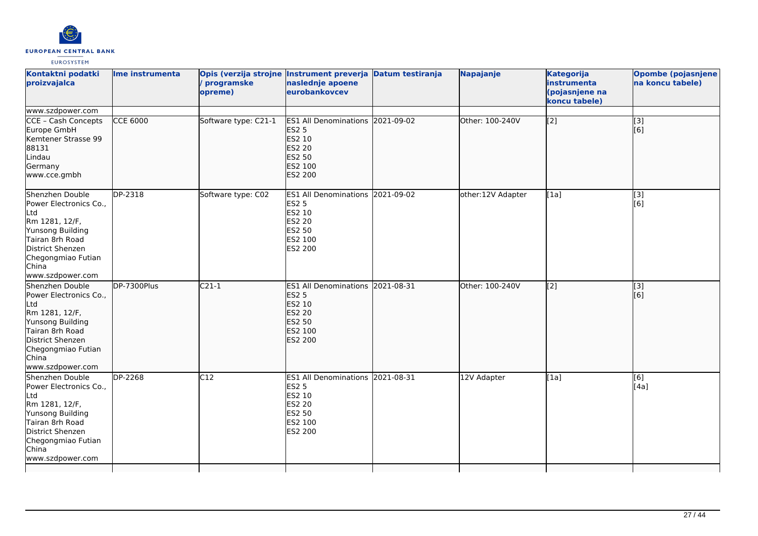| Kontaktni podatki proizvajalca | Ime instrumenta | Opis (verzija strojne / programske opreme) | Instrument preverja naslednje apoene eurobankovcev | Datum testiranja | Napajanje | Kategorija instrumenta (pojasnjene na koncu tabele) | Opombe (pojasnjene na koncu tabele) |
|---|---|---|---|---|---|---|---|
| www.szdpower.com | | | | | | | |
| CCE – Cash Concepts Europe GmbH<br>Kemtener Strasse 99<br>88131<br>Lindau<br>Germany<br>www.cce.gmbh | CCE 6000 | Software type: C21-1 | ES1 All Denominations<br>ES2 5<br>ES2 10<br>ES2 20<br>ES2 50<br>ES2 100<br>ES2 200 | 2021-09-02 | Other: 100-240V | [2] | [3]<br>[6] |
| Shenzhen Double Power Electronics Co., Ltd<br>Rm 1281, 12/F,<br>Yunsong Building<br>Tairan 8rh Road<br>District Shenzen<br>Chegongmiao Futian<br>China<br>www.szdpower.com | DP-2318 | Software type: C02 | ES1 All Denominations<br>ES2 5<br>ES2 10<br>ES2 20<br>ES2 50<br>ES2 100<br>ES2 200 | 2021-09-02 | other:12V Adapter | [1a] | [3]<br>[6] |
| Shenzhen Double Power Electronics Co., Ltd<br>Rm 1281, 12/F,<br>Yunsong Building<br>Tairan 8rh Road<br>District Shenzen<br>Chegongmiao Futian<br>China<br>www.szdpower.com | DP-7300Plus | C21-1 | ES1 All Denominations<br>ES2 5<br>ES2 10<br>ES2 20<br>ES2 50<br>ES2 100<br>ES2 200 | 2021-08-31 | Other: 100-240V | [2] | [3]<br>[6] |
| Shenzhen Double Power Electronics Co., Ltd<br>Rm 1281, 12/F,<br>Yunsong Building<br>Tairan 8rh Road<br>District Shenzen<br>Chegongmiao Futian<br>China<br>www.szdpower.com | DP-2268 | C12 | ES1 All Denominations<br>ES2 5<br>ES2 10<br>ES2 20<br>ES2 50<br>ES2 100<br>ES2 200 | 2021-08-31 | 12V Adapter | [1a] | [6]<br>[4a] |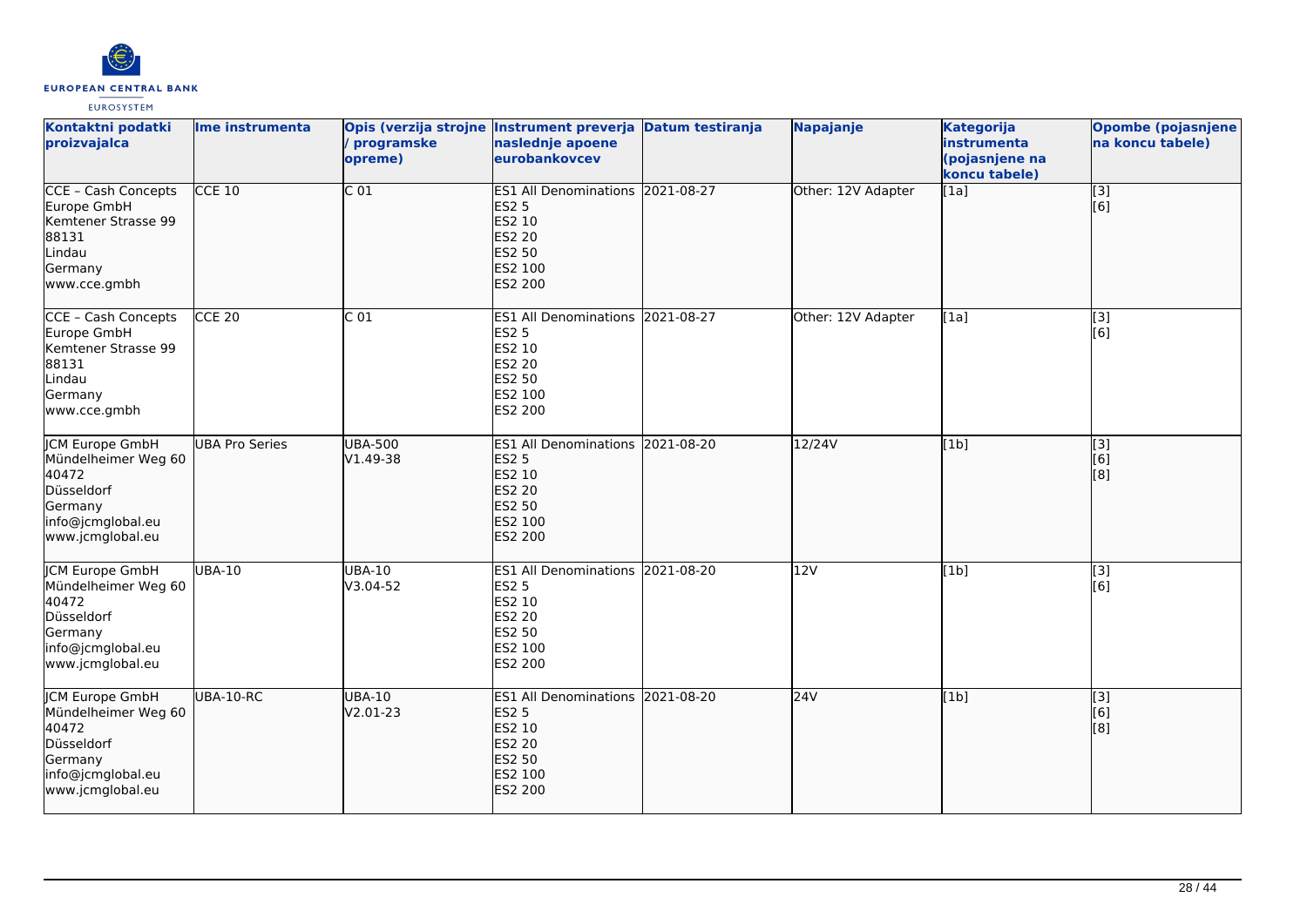| Kontaktni podatki proizvajalca | Ime instrumenta | Opis (verzija strojne / programske opreme) | Instrument preverja naslednje apoene eurobankovcev | Datum testiranja | Napajanje | Kategorija instrumenta (pojasnjene na koncu tabele) | Opombe (pojasnjene na koncu tabele) |
|---|---|---|---|---|---|---|---|
| CCE – Cash Concepts Europe GmbH<br>Kemtener Strasse 99<br>88131<br>Lindau<br>Germany<br>www.cce.gmbh | CCE 10 | C 01 | ES1 All Denominations<br>ES2 5<br>ES2 10<br>ES2 20<br>ES2 50<br>ES2 100<br>ES2 200 | 2021-08-27 | Other: 12V Adapter | [1a] | [3]<br>[6] |
| CCE – Cash Concepts Europe GmbH<br>Kemtener Strasse 99<br>88131<br>Lindau<br>Germany<br>www.cce.gmbh | CCE 20 | C 01 | ES1 All Denominations<br>ES2 5<br>ES2 10<br>ES2 20<br>ES2 50<br>ES2 100<br>ES2 200 | 2021-08-27 | Other: 12V Adapter | [1a] | [3]<br>[6] |
| JCM Europe GmbH<br>Mündelheimer Weg 60<br>40472<br>Düsseldorf<br>Germany<br>info@jcmglobal.eu<br>www.jcmglobal.eu | UBA Pro Series | UBA-500<br>V1.49-38 | ES1 All Denominations<br>ES2 5<br>ES2 10<br>ES2 20<br>ES2 50<br>ES2 100<br>ES2 200 | 2021-08-20 | 12/24V | [1b] | [3]<br>[6]<br>[8] |
| JCM Europe GmbH<br>Mündelheimer Weg 60<br>40472<br>Düsseldorf<br>Germany<br>info@jcmglobal.eu<br>www.jcmglobal.eu | UBA-10 | UBA-10<br>V3.04-52 | ES1 All Denominations<br>ES2 5<br>ES2 10<br>ES2 20<br>ES2 50<br>ES2 100<br>ES2 200 | 2021-08-20 | 12V | [1b] | [3]<br>[6] |
| JCM Europe GmbH<br>Mündelheimer Weg 60<br>40472<br>Düsseldorf<br>Germany<br>info@jcmglobal.eu<br>www.jcmglobal.eu | UBA-10-RC | UBA-10<br>V2.01-23 | ES1 All Denominations<br>ES2 5<br>ES2 10<br>ES2 20<br>ES2 50<br>ES2 100<br>ES2 200 | 2021-08-20 | 24V | [1b] | [3]<br>[6]<br>[8] |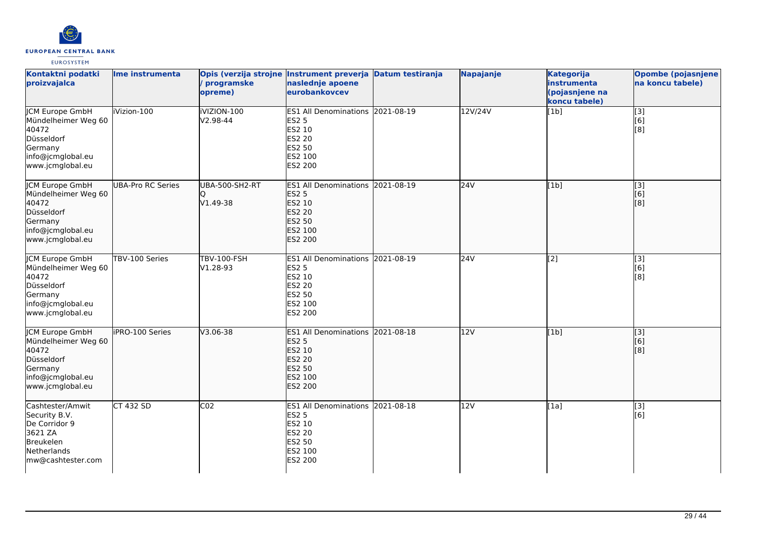| Kontaktni podatki proizvajalca | Ime instrumenta | Opis (verzija strojne / programske opreme) | Instrument preverja naslednje apoene eurobankovcev | Datum testiranja | Napajanje | Kategorija instrumenta (pojasnjene na koncu tabele) | Opombe (pojasnjene na koncu tabele) |
|---|---|---|---|---|---|---|---|
| JCM Europe GmbH<br>Mündelheimer Weg 60<br>40472<br>Düsseldorf<br>Germany<br>info@jcmglobal.eu<br>www.jcmglobal.eu | iVizion-100 | iVIZION-100<br>V2.98-44 | ES1 All Denominations<br>ES2 5<br>ES2 10<br>ES2 20<br>ES2 50<br>ES2 100<br>ES2 200 | 2021-08-19 | 12V/24V | [1b] | [3]<br>[6]<br>[8] |
| JCM Europe GmbH<br>Mündelheimer Weg 60<br>40472<br>Düsseldorf<br>Germany<br>info@jcmglobal.eu<br>www.jcmglobal.eu | UBA-Pro RC Series | UBA-500-SH2-RT<br>Q<br>V1.49-38 | ES1 All Denominations<br>ES2 5<br>ES2 10<br>ES2 20<br>ES2 50<br>ES2 100<br>ES2 200 | 2021-08-19 | 24V | [1b] | [3]<br>[6]<br>[8] |
| JCM Europe GmbH<br>Mündelheimer Weg 60<br>40472<br>Düsseldorf<br>Germany<br>info@jcmglobal.eu<br>www.jcmglobal.eu | TBV-100 Series | TBV-100-FSH<br>V1.28-93 | ES1 All Denominations<br>ES2 5<br>ES2 10<br>ES2 20<br>ES2 50<br>ES2 100<br>ES2 200 | 2021-08-19 | 24V | [2] | [3]<br>[6]<br>[8] |
| JCM Europe GmbH<br>Mündelheimer Weg 60<br>40472<br>Düsseldorf<br>Germany<br>info@jcmglobal.eu<br>www.jcmglobal.eu | iPRO-100 Series | V3.06-38 | ES1 All Denominations<br>ES2 5<br>ES2 10<br>ES2 20<br>ES2 50<br>ES2 100<br>ES2 200 | 2021-08-18 | 12V | [1b] | [3]<br>[6]<br>[8] |
| Cashtester/Amwit Security B.V.<br>De Corridor 9<br>3621 ZA<br>Breukelen<br>Netherlands<br>mw@cashtester.com | CT 432 SD | C02 | ES1 All Denominations<br>ES2 5<br>ES2 10<br>ES2 20<br>ES2 50<br>ES2 100<br>ES2 200 | 2021-08-18 | 12V | [1a] | [3]<br>[6] |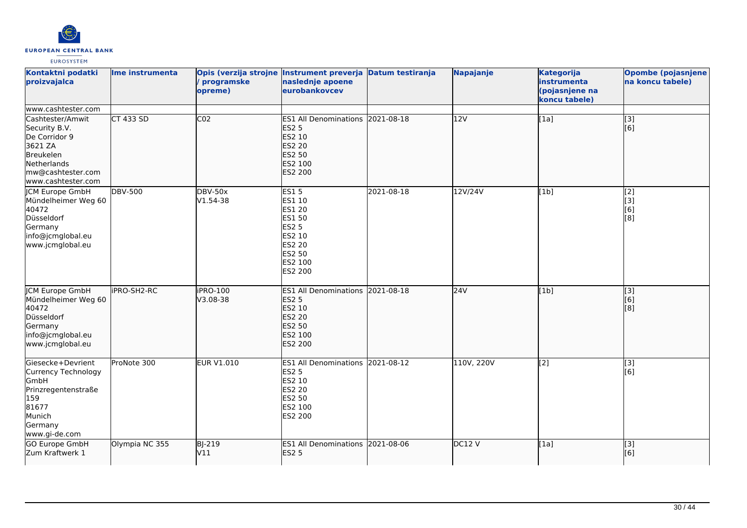| Kontaktni podatki proizvajalca | Ime instrumenta | Opis (verzija strojne / programske opreme) | Instrument preverja naslednje apoene eurobankovcev | Datum testiranja | Napajanje | Kategorija instrumenta (pojasnjene na koncu tabele) | Opombe (pojasnjene na koncu tabele) |
|---|---|---|---|---|---|---|---|
| www.cashtester.com | | | | | | | |
| Cashtester/Amwit Security B.V.<br>De Corridor 9<br>3621 ZA<br>Breukelen<br>Netherlands<br>mw@cashtester.com<br>www.cashtester.com | CT 433 SD | C02 | ES1 All Denominations<br>ES2 5<br>ES2 10<br>ES2 20<br>ES2 50<br>ES2 100<br>ES2 200 | 2021-08-18 | 12V | [1a] | [3]<br>[6] |
| JCM Europe GmbH<br>Mündelheimer Weg 60<br>40472<br>Düsseldorf<br>Germany<br>info@jcmglobal.eu<br>www.jcmglobal.eu | DBV-500 | DBV-50x<br>V1.54-38 | ES1 5<br>ES1 10<br>ES1 20<br>ES1 50<br>ES2 5<br>ES2 10<br>ES2 20<br>ES2 50<br>ES2 100<br>ES2 200 | 2021-08-18 | 12V/24V | [1b] | [2]<br>[3]<br>[6]<br>[8] |
| JCM Europe GmbH<br>Mündelheimer Weg 60<br>40472<br>Düsseldorf<br>Germany<br>info@jcmglobal.eu<br>www.jcmglobal.eu | iPRO-SH2-RC | iPRO-100<br>V3.08-38 | ES1 All Denominations<br>ES2 5<br>ES2 10<br>ES2 20<br>ES2 50<br>ES2 100<br>ES2 200 | 2021-08-18 | 24V | [1b] | [3]<br>[6]<br>[8] |
| Giesecke+Devrient Currency Technology GmbH<br>Prinzregentenstraße 159<br>81677<br>Munich<br>Germany<br>www.gi-de.com | ProNote 300 | EUR V1.010 | ES1 All Denominations<br>ES2 5<br>ES2 10<br>ES2 20<br>ES2 50<br>ES2 100<br>ES2 200 | 2021-08-12 | 110V, 220V | [2] | [3]<br>[6] |
| GO Europe GmbH<br>Zum Kraftwerk 1 | Olympia NC 355 | BJ-219<br>V11 | ES1 All Denominations<br>ES2 5 | 2021-08-06 | DC12 V | [1a] | [3]<br>[6] |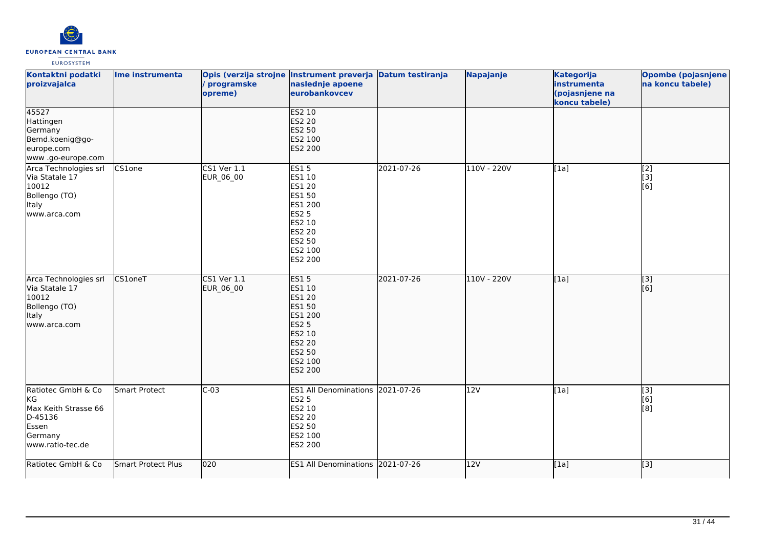| Kontaktni podatki proizvajalca | Ime instrumenta | Opis (verzija strojne / programske opreme) | Instrument preverja naslednje apoene eurobankovcev | Datum testiranja | Napajanje | Kategorija instrumenta (pojasnjene na koncu tabele) | Opombe (pojasnjene na koncu tabele) |
|---|---|---|---|---|---|---|---|
| 45527<br>Hattingen<br>Germany<br>Bemd.koenig@go-europe.com<br>www .go-europe.com | | | ES2 10<br>ES2 20<br>ES2 50<br>ES2 100<br>ES2 200 | | | | |
| Arca Technologies srl<br>Via Statale 17<br>10012<br>Bollengo (TO)<br>Italy<br>www.arca.com | CS1one | CS1 Ver 1.1<br>EUR_06_00 | ES1 5<br>ES1 10<br>ES1 20<br>ES1 50<br>ES1 200<br>ES2 5<br>ES2 10<br>ES2 20<br>ES2 50<br>ES2 100<br>ES2 200 | 2021-07-26 | 110V - 220V | [1a] | [2]<br>[3]<br>[6] |
| Arca Technologies srl<br>Via Statale 17<br>10012<br>Bollengo (TO)<br>Italy<br>www.arca.com | CS1oneT | CS1 Ver 1.1<br>EUR_06_00 | ES1 5<br>ES1 10<br>ES1 20<br>ES1 50<br>ES1 200<br>ES2 5<br>ES2 10<br>ES2 20<br>ES2 50<br>ES2 100<br>ES2 200 | 2021-07-26 | 110V - 220V | [1a] | [3]<br>[6] |
| Ratiotec GmbH & Co KG<br>Max Keith Strasse 66<br>D-45136<br>Essen<br>Germany<br>www.ratio-tec.de | Smart Protect | C-03 | ES1 All Denominations<br>ES2 5<br>ES2 10<br>ES2 20<br>ES2 50<br>ES2 100<br>ES2 200 | 2021-07-26 | 12V | [1a] | [3]<br>[6]<br>[8] |
| Ratiotec GmbH & Co | Smart Protect Plus | 020 | ES1 All Denominations | 2021-07-26 | 12V | [1a] | [3] |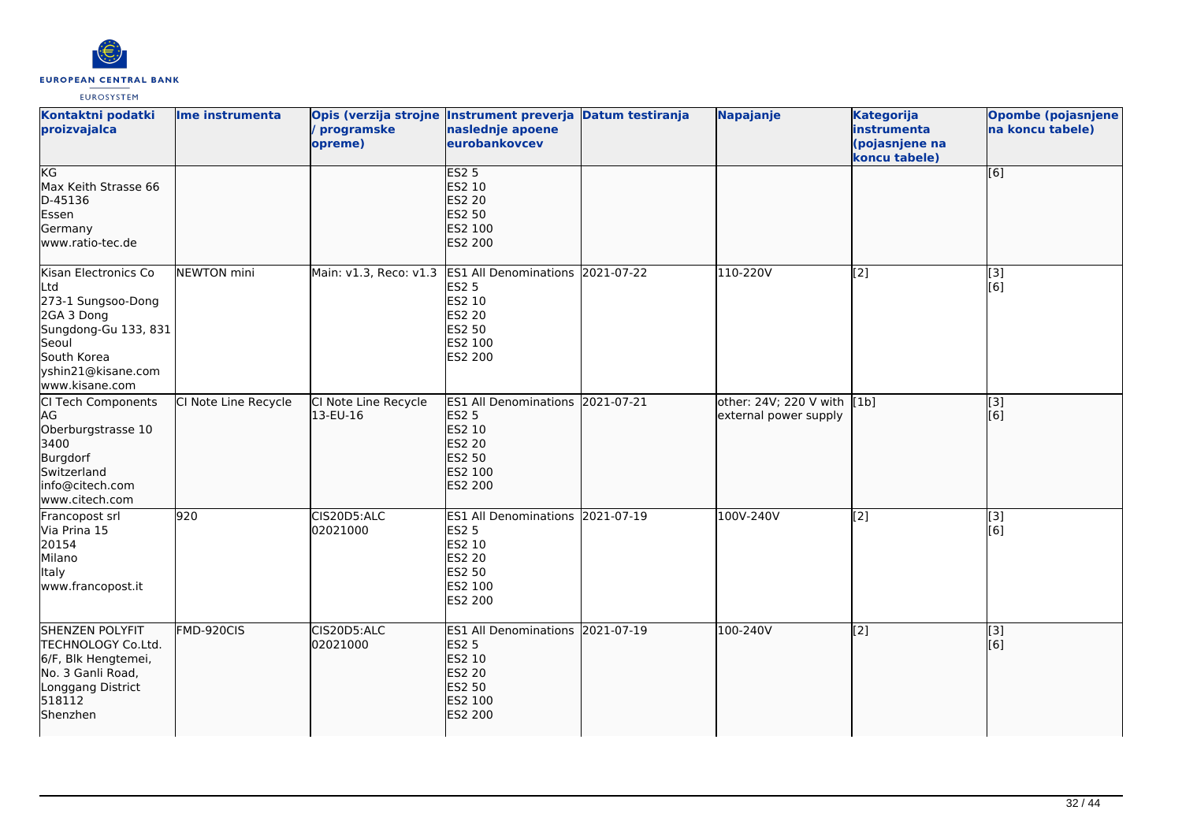| Kontaktni podatki proizvajalca | Ime instrumenta | Opis (verzija strojne / programske opreme) | Instrument preverja naslednje apoene eurobankovcev | Datum testiranja | Napajanje | Kategorija instrumenta (pojasnjene na koncu tabele) | Opombe (pojasnjene na koncu tabele) |
|---|---|---|---|---|---|---|---|
| KG<br>Max Keith Strasse 66<br>D-45136<br>Essen<br>Germany<br>www.ratio-tec.de | | | ES2 5<br>ES2 10<br>ES2 20<br>ES2 50<br>ES2 100<br>ES2 200 | | | | [6] |
| Kisan Electronics Co Ltd<br>273-1 Sungsoo-Dong 2GA 3 Dong<br>Sungdong-Gu 133, 831<br>Seoul<br>South Korea<br>yshin21@kisane.com<br>www.kisane.com | NEWTON mini | Main: v1.3, Reco: v1.3 | ES1 All Denominations<br>ES2 5<br>ES2 10<br>ES2 20<br>ES2 50<br>ES2 100<br>ES2 200 | 2021-07-22 | 110-220V | [2] | [3]<br>[6] |
| CI Tech Components AG<br>Oberburgstrasse 10<br>3400<br>Burgdorf<br>Switzerland<br>info@citech.com<br>www.citech.com | CI Note Line Recycle | CI Note Line Recycle 13-EU-16 | ES1 All Denominations<br>ES2 5<br>ES2 10<br>ES2 20<br>ES2 50<br>ES2 100<br>ES2 200 | 2021-07-21 | other: 24V; 220 V with external power supply | [1b] | [3]<br>[6] |
| Francopost srl<br>Via Prina 15<br>20154<br>Milano<br>Italy<br>www.francopost.it | 920 | CIS20D5:ALC 02021000 | ES1 All Denominations<br>ES2 5<br>ES2 10<br>ES2 20<br>ES2 50<br>ES2 100<br>ES2 200 | 2021-07-19 | 100V-240V | [2] | [3]<br>[6] |
| SHENZEN POLYFIT TECHNOLOGY Co.Ltd.<br>6/F, Blk Hengtemei,<br>No. 3 Ganli Road,<br>Longgang District<br>518112<br>Shenzhen | FMD-920CIS | CIS20D5:ALC 02021000 | ES1 All Denominations<br>ES2 5<br>ES2 10<br>ES2 20<br>ES2 50<br>ES2 100<br>ES2 200 | 2021-07-19 | 100-240V | [2] | [3]<br>[6] |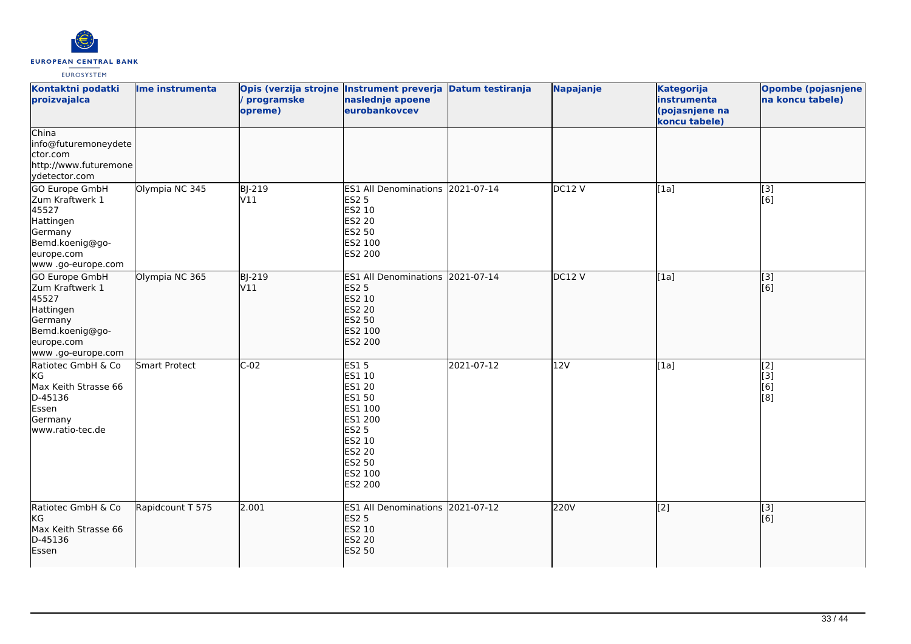| Kontaktni podatki proizvajalca | Ime instrumenta | Opis (verzija strojne / programske opreme) | Instrument preverja naslednje apoene eurobankovcev | Datum testiranja | Napajanje | Kategorija instrumenta (pojasnjene na koncu tabele) | Opombe (pojasnjene na koncu tabele) |
|---|---|---|---|---|---|---|---|
| China<br>info@futuremoneydetector.com<br>http://www.futuremoneydetector.com | | | | | | | |
| GO Europe GmbH<br>Zum Kraftwerk 1<br>45527<br>Hattingen<br>Germany<br>Bemd.koenig@go-europe.com<br>www .go-europe.com | Olympia NC 345 | BJ-219<br>V11 | ES1 All Denominations<br>ES2 5<br>ES2 10<br>ES2 20<br>ES2 50<br>ES2 100<br>ES2 200 | 2021-07-14 | DC12 V | [1a] | [3]<br>[6] |
| GO Europe GmbH<br>Zum Kraftwerk 1<br>45527<br>Hattingen<br>Germany<br>Bemd.koenig@go-europe.com<br>www .go-europe.com | Olympia NC 365 | BJ-219<br>V11 | ES1 All Denominations<br>ES2 5<br>ES2 10<br>ES2 20<br>ES2 50<br>ES2 100<br>ES2 200 | 2021-07-14 | DC12 V | [1a] | [3]<br>[6] |
| Ratiotec GmbH & Co KG<br>Max Keith Strasse 66<br>D-45136<br>Essen<br>Germany<br>www.ratio-tec.de | Smart Protect | C-02 | ES1 5<br>ES1 10<br>ES1 20<br>ES1 50<br>ES1 100<br>ES1 200<br>ES2 5<br>ES2 10<br>ES2 20<br>ES2 50<br>ES2 100<br>ES2 200 | 2021-07-12 | 12V | [1a] | [2]<br>[3]<br>[6]<br>[8] |
| Ratiotec GmbH & Co KG<br>Max Keith Strasse 66<br>D-45136<br>Essen | Rapidcount T 575 | 2.001 | ES1 All Denominations<br>ES2 5<br>ES2 10<br>ES2 20<br>ES2 50 | 2021-07-12 | 220V | [2] | [3]<br>[6] |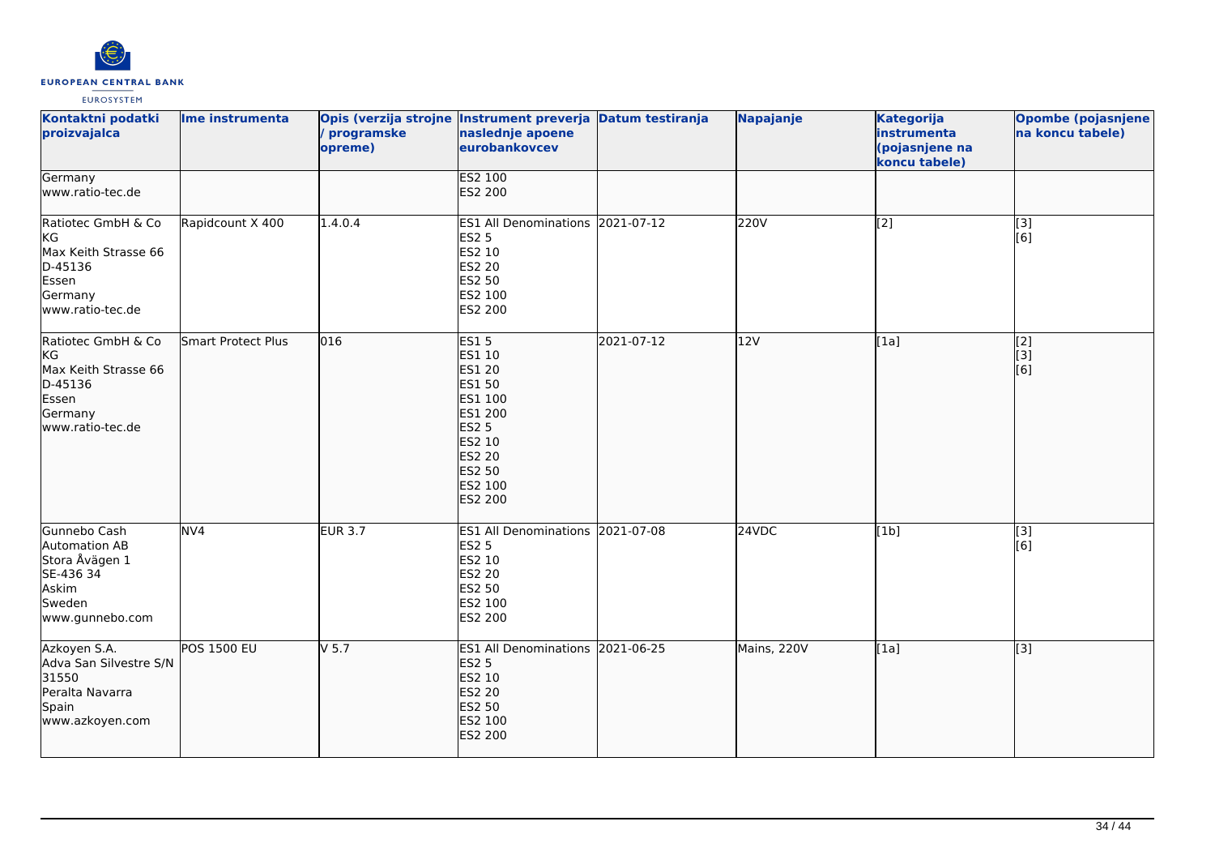| Kontaktni podatki proizvajalca | Ime instrumenta | Opis (verzija strojne / programske opreme) | Instrument preverja naslednje apoene eurobankovcev | Datum testiranja | Napajanje | Kategorija instrumenta (pojasnjene na koncu tabele) | Opombe (pojasnjene na koncu tabele) |
|---|---|---|---|---|---|---|---|
| Germany<br>www.ratio-tec.de | | | ES2 100<br>ES2 200 | | | | |
| Ratiotec GmbH & Co KG<br>Max Keith Strasse 66<br>D-45136<br>Essen<br>Germany<br>www.ratio-tec.de | Rapidcount X 400 | 1.4.0.4 | ES1 All Denominations<br>ES2 5<br>ES2 10<br>ES2 20<br>ES2 50<br>ES2 100<br>ES2 200 | 2021-07-12 | 220V | [2] | [3]<br>[6] |
| Ratiotec GmbH & Co KG<br>Max Keith Strasse 66<br>D-45136<br>Essen<br>Germany<br>www.ratio-tec.de | Smart Protect Plus | 016 | ES1 5<br>ES1 10<br>ES1 20<br>ES1 50<br>ES1 100<br>ES1 200<br>ES2 5<br>ES2 10<br>ES2 20<br>ES2 50<br>ES2 100<br>ES2 200 | 2021-07-12 | 12V | [1a] | [2]<br>[3]<br>[6] |
| Gunnebo Cash Automation AB<br>Stora Åvägen 1<br>SE-436 34<br>Askim<br>Sweden<br>www.gunnebo.com | NV4 | EUR 3.7 | ES1 All Denominations<br>ES2 5<br>ES2 10<br>ES2 20<br>ES2 50<br>ES2 100<br>ES2 200 | 2021-07-08 | 24VDC | [1b] | [3]<br>[6] |
| Azkoyen S.A.<br>Adva San Silvestre S/N<br>31550<br>Peralta Navarra<br>Spain<br>www.azkoyen.com | POS 1500 EU | V 5.7 | ES1 All Denominations<br>ES2 5<br>ES2 10<br>ES2 20<br>ES2 50<br>ES2 100<br>ES2 200 | 2021-06-25 | Mains, 220V | [1a] | [3] |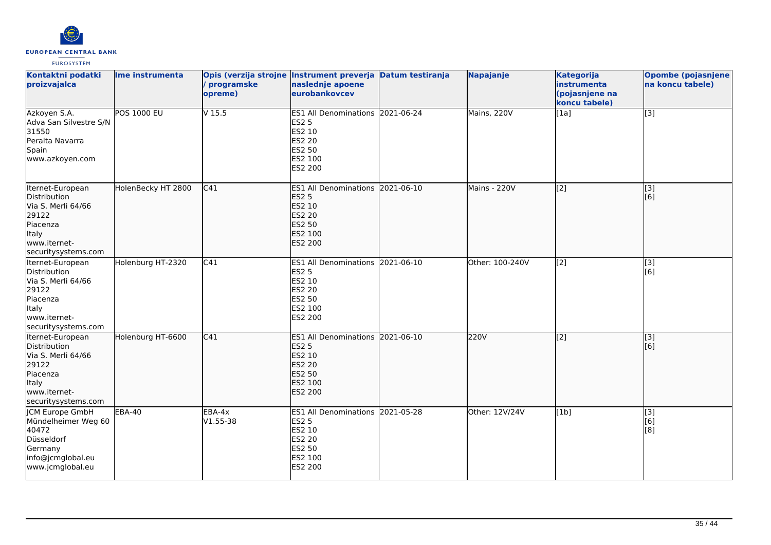| Kontaktni podatki proizvajalca | Ime instrumenta | Opis (verzija strojne / programske opreme) | Instrument preverja naslednje apoene eurobankovcev | Datum testiranja | Napajanje | Kategorija instrumenta (pojasnjene na koncu tabele) | Opombe (pojasnjene na koncu tabele) |
|---|---|---|---|---|---|---|---|
| Azkoyen S.A.<br>Adva San Silvestre S/N<br>31550<br>Peralta Navarra<br>Spain<br>www.azkoyen.com | POS 1000 EU | V 15.5 | ES1 All Denominations<br>ES2 5<br>ES2 10<br>ES2 20<br>ES2 50<br>ES2 100<br>ES2 200 | 2021-06-24 | Mains, 220V | [1a] | [3] |
| Iternet-European Distribution<br>Via S. Merli 64/66<br>29122<br>Piacenza<br>Italy<br>www.iternet-securitysystems.com | HolenBecky HT 2800 | C41 | ES1 All Denominations<br>ES2 5<br>ES2 10<br>ES2 20<br>ES2 50<br>ES2 100<br>ES2 200 | 2021-06-10 | Mains - 220V | [2] | [3]<br>[6] |
| Iternet-European Distribution<br>Via S. Merli 64/66<br>29122<br>Piacenza<br>Italy<br>www.iternet-securitysystems.com | Holenburg HT-2320 | C41 | ES1 All Denominations<br>ES2 5<br>ES2 10<br>ES2 20<br>ES2 50<br>ES2 100<br>ES2 200 | 2021-06-10 | Other: 100-240V | [2] | [3]<br>[6] |
| Iternet-European Distribution<br>Via S. Merli 64/66<br>29122<br>Piacenza<br>Italy<br>www.iternet-securitysystems.com | Holenburg HT-6600 | C41 | ES1 All Denominations<br>ES2 5<br>ES2 10<br>ES2 20<br>ES2 50<br>ES2 100<br>ES2 200 | 2021-06-10 | 220V | [2] | [3]<br>[6] |
| JCM Europe GmbH<br>Mündelheimer Weg 60<br>40472<br>Düsseldorf<br>Germany<br>info@jcmglobal.eu<br>www.jcmglobal.eu | EBA-40 | EBA-4x<br>V1.55-38 | ES1 All Denominations<br>ES2 5<br>ES2 10<br>ES2 20<br>ES2 50<br>ES2 100<br>ES2 200 | 2021-05-28 | Other: 12V/24V | [1b] | [3]<br>[6]<br>[8] |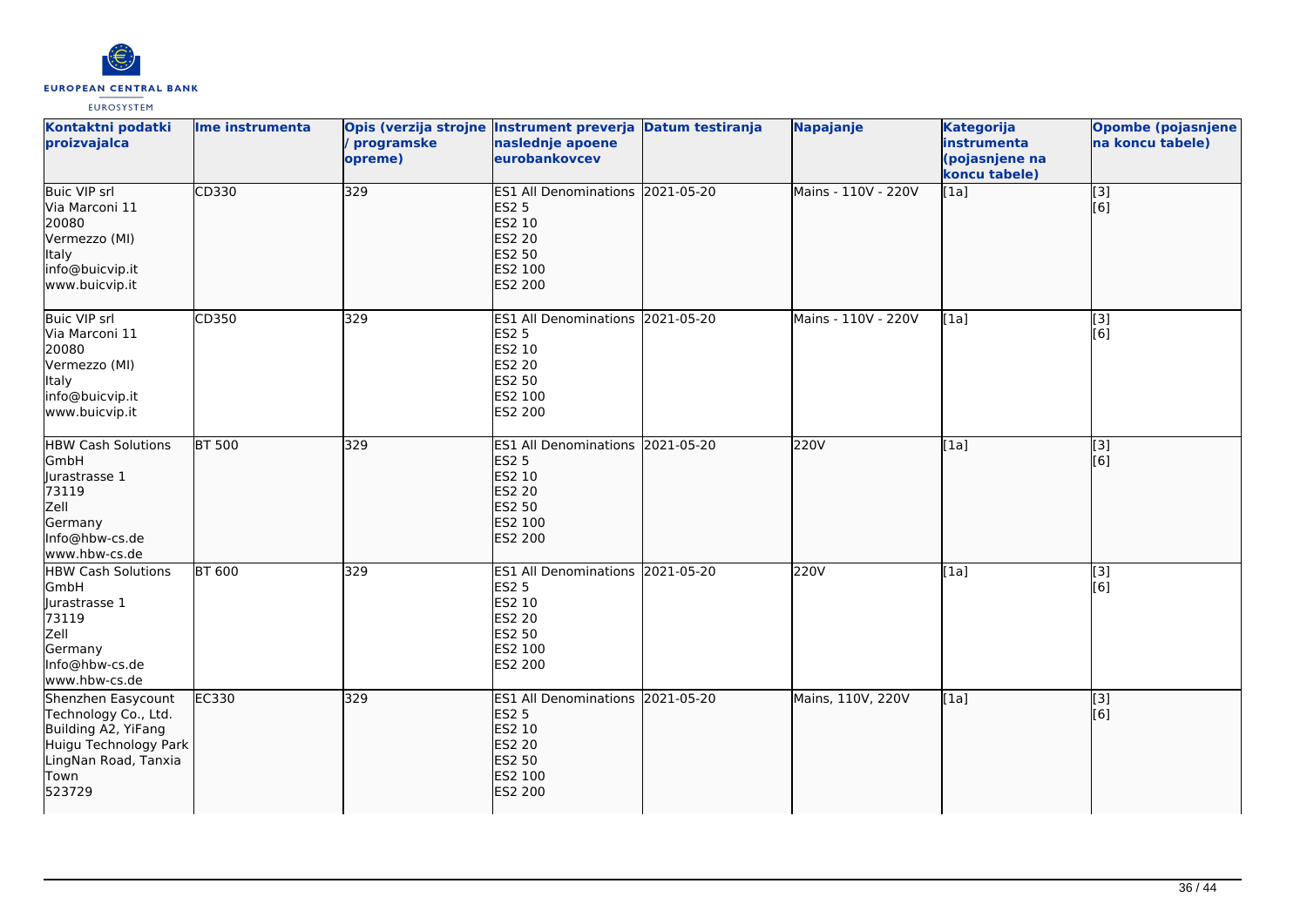| Kontaktni podatki proizvajalca | Ime instrumenta | Opis (verzija strojne / programske opreme) | Instrument preverja naslednje apoene eurobankovcev | Datum testiranja | Napajanje | Kategorija instrumenta (pojasnjene na koncu tabele) | Opombe (pojasnjene na koncu tabele) |
|---|---|---|---|---|---|---|---|
| Buic VIP srl<br>Via Marconi 11<br>20080<br>Vermezzo (MI)<br>Italy<br>info@buicvip.it<br>www.buicvip.it | CD330 | 329 | ES1 All Denominations<br>ES2 5<br>ES2 10<br>ES2 20<br>ES2 50<br>ES2 100<br>ES2 200 | 2021-05-20 | Mains - 110V - 220V | [1a] | [3]<br>[6] |
| Buic VIP srl<br>Via Marconi 11<br>20080<br>Vermezzo (MI)<br>Italy<br>info@buicvip.it<br>www.buicvip.it | CD350 | 329 | ES1 All Denominations<br>ES2 5<br>ES2 10<br>ES2 20<br>ES2 50<br>ES2 100<br>ES2 200 | 2021-05-20 | Mains - 110V - 220V | [1a] | [3]<br>[6] |
| HBW Cash Solutions GmbH<br>Jurastrasse 1<br>73119<br>Zell<br>Germany<br>Info@hbw-cs.de<br>www.hbw-cs.de | BT 500 | 329 | ES1 All Denominations<br>ES2 5<br>ES2 10<br>ES2 20<br>ES2 50<br>ES2 100<br>ES2 200 | 2021-05-20 | 220V | [1a] | [3]<br>[6] |
| HBW Cash Solutions GmbH<br>Jurastrasse 1<br>73119<br>Zell<br>Germany<br>Info@hbw-cs.de<br>www.hbw-cs.de | BT 600 | 329 | ES1 All Denominations<br>ES2 5<br>ES2 10<br>ES2 20<br>ES2 50<br>ES2 100<br>ES2 200 | 2021-05-20 | 220V | [1a] | [3]<br>[6] |
| Shenzhen Easycount Technology Co., Ltd.<br>Building A2, YiFang Huigu Technology Park LingNan Road, Tanxia Town<br>523729 | EC330 | 329 | ES1 All Denominations<br>ES2 5<br>ES2 10<br>ES2 20<br>ES2 50<br>ES2 100<br>ES2 200 | 2021-05-20 | Mains, 110V, 220V | [1a] | [3]<br>[6] |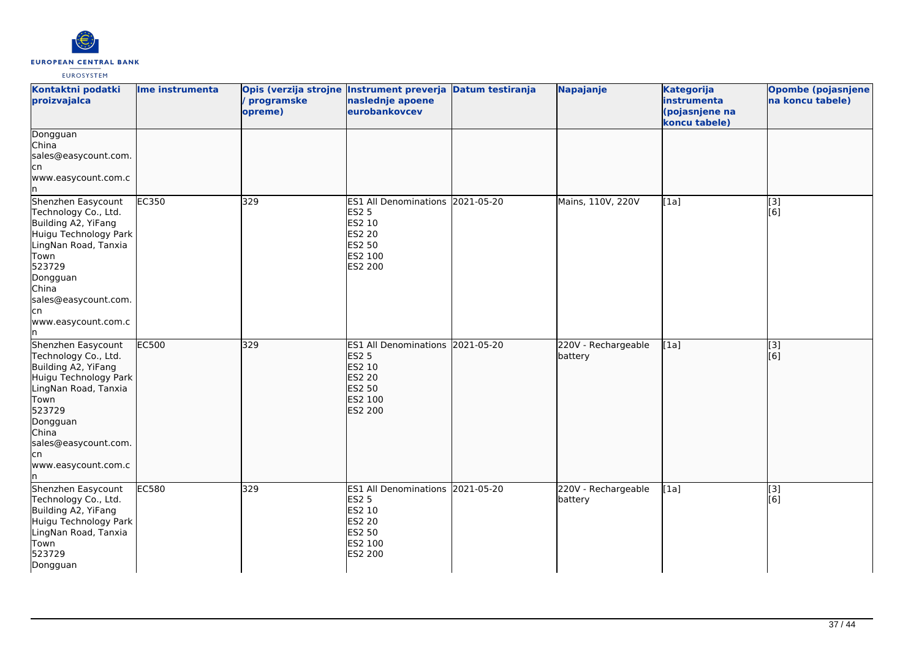| Kontaktni podatki proizvajalca | Ime instrumenta | Opis (verzija strojne / programske opreme) | Instrument preverja naslednje apoene eurobankovcev | Datum testiranja | Napajanje | Kategorija instrumenta (pojasnjene na koncu tabele) | Opombe (pojasnjene na koncu tabele) |
|---|---|---|---|---|---|---|---|
| Dongguan<br>China<br>sales@easycount.com.cn<br>www.easycount.com.cn | | | | | | | |
| Shenzhen Easycount Technology Co., Ltd.<br>Building A2, YiFang Huigu Technology Park LingNan Road, Tanxia Town<br>523729<br>Dongguan<br>China<br>sales@easycount.com.cn<br>www.easycount.com.cn | EC350 | 329 | ES1 All Denominations<br>ES2 5<br>ES2 10<br>ES2 20<br>ES2 50<br>ES2 100<br>ES2 200 | 2021-05-20 | Mains, 110V, 220V | [1a] | [3]<br>[6] |
| Shenzhen Easycount Technology Co., Ltd.<br>Building A2, YiFang Huigu Technology Park LingNan Road, Tanxia Town<br>523729<br>Dongguan<br>China<br>sales@easycount.com.cn<br>www.easycount.com.cn | EC500 | 329 | ES1 All Denominations<br>ES2 5<br>ES2 10<br>ES2 20<br>ES2 50<br>ES2 100<br>ES2 200 | 2021-05-20 | 220V - Rechargeable battery | [1a] | [3]<br>[6] |
| Shenzhen Easycount Technology Co., Ltd.<br>Building A2, YiFang Huigu Technology Park LingNan Road, Tanxia Town<br>523729<br>Dongguan | EC580 | 329 | ES1 All Denominations<br>ES2 5<br>ES2 10<br>ES2 20<br>ES2 50<br>ES2 100<br>ES2 200 | 2021-05-20 | 220V - Rechargeable battery | [1a] | [3]<br>[6] |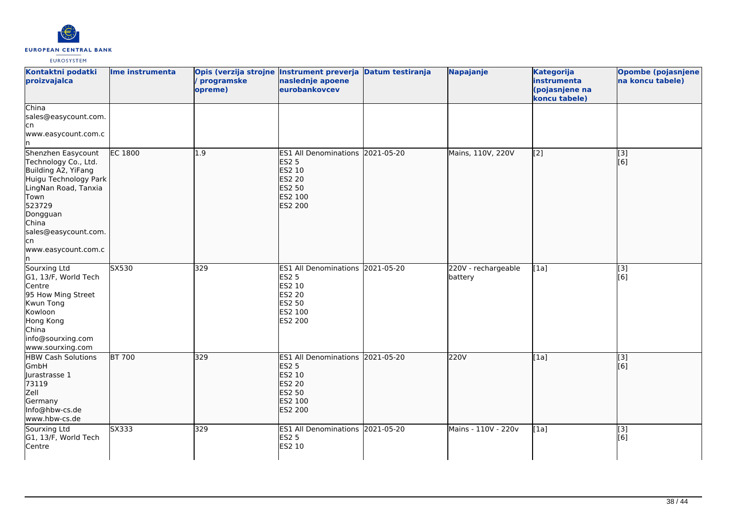| Kontaktni podatki proizvajalca | Ime instrumenta | Opis (verzija strojne / programske opreme) | Instrument preverja naslednje apoene eurobankovcev | Datum testiranja | Napajanje | Kategorija instrumenta (pojasnjene na koncu tabele) | Opombe (pojasnjene na koncu tabele) |
| --- | --- | --- | --- | --- | --- | --- | --- |
| China<br>sales@easycount.com.cn<br>www.easycount.com.cn | | | | | | | |
| Shenzhen Easycount Technology Co., Ltd.<br>Building A2, YiFang Huigu Technology Park<br>LingNan Road, Tanxia Town<br>523729<br>Dongguan<br>China<br>sales@easycount.com.cn<br>www.easycount.com.cn | EC 1800 | 1.9 | ES1 All Denominations<br>ES2 5<br>ES2 10<br>ES2 20<br>ES2 50<br>ES2 100<br>ES2 200 | 2021-05-20 | Mains, 110V, 220V | [2] | [3]<br>[6] |
| Sourxing Ltd<br>G1, 13/F, World Tech Centre<br>95 How Ming Street<br>Kwun Tong<br>Kowloon<br>Hong Kong<br>China<br>info@sourxing.com<br>www.sourxing.com | SX530 | 329 | ES1 All Denominations<br>ES2 5<br>ES2 10<br>ES2 20<br>ES2 50<br>ES2 100<br>ES2 200 | 2021-05-20 | 220V - rechargeable battery | [1a] | [3]<br>[6] |
| HBW Cash Solutions GmbH<br>Jurastrasse 1<br>73119<br>Zell<br>Germany<br>Info@hbw-cs.de<br>www.hbw-cs.de | BT 700 | 329 | ES1 All Denominations<br>ES2 5<br>ES2 10<br>ES2 20<br>ES2 50<br>ES2 100<br>ES2 200 | 2021-05-20 | 220V | [1a] | [3]<br>[6] |
| Sourxing Ltd<br>G1, 13/F, World Tech Centre | SX333 | 329 | ES1 All Denominations<br>ES2 5<br>ES2 10 | 2021-05-20 | Mains - 110V - 220v | [1a] | [3]<br>[6] |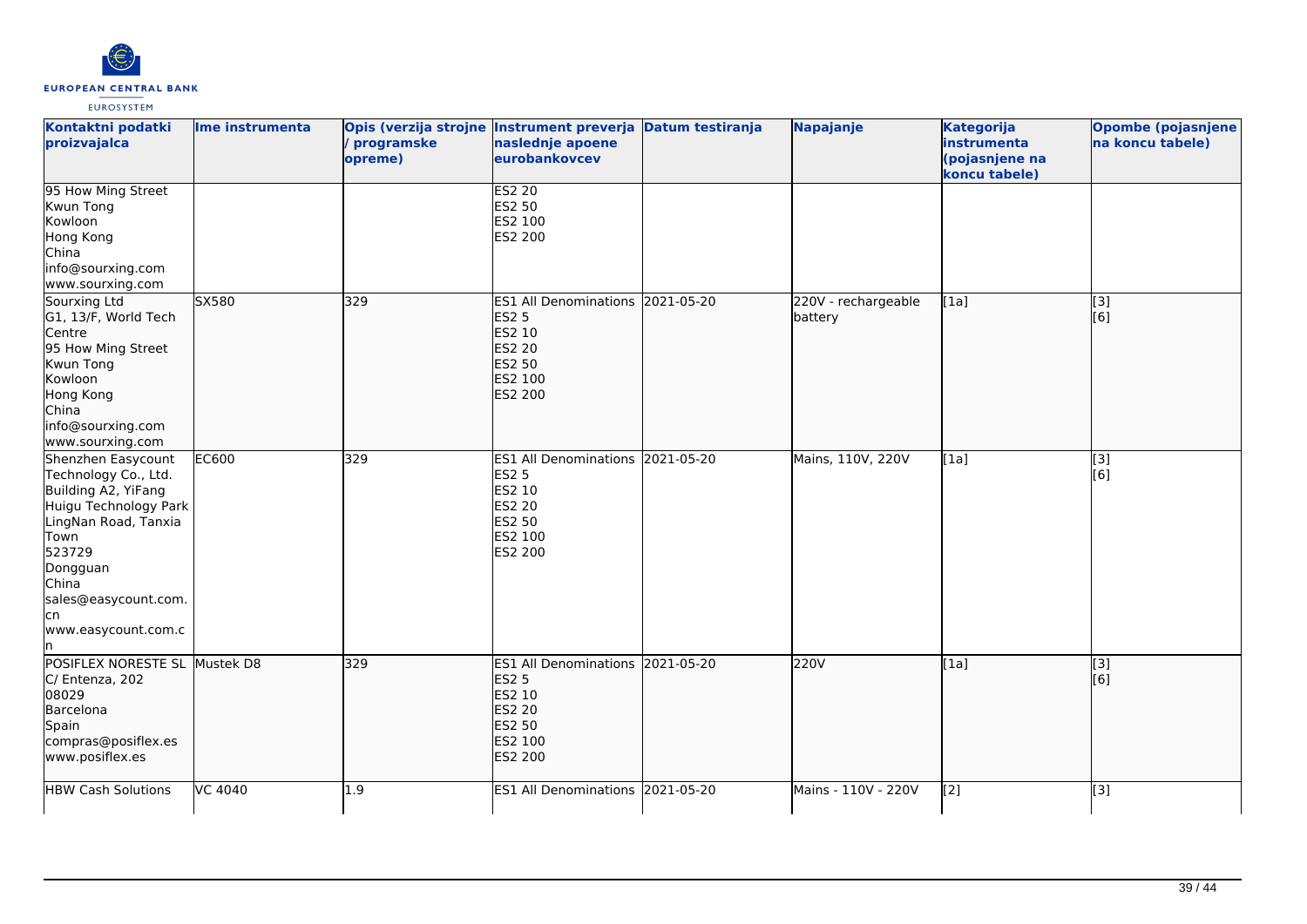| Kontaktni podatki proizvajalca | Ime instrumenta | Opis (verzija strojne / programske opreme) | Instrument preverja naslednje apoene eurobankovcev | Datum testiranja | Napajanje | Kategorija instrumenta (pojasnjene na koncu tabele) | Opombe (pojasnjene na koncu tabele) |
|---|---|---|---|---|---|---|---|
| 95 How Ming Street<br>Kwun Tong<br>Kowloon<br>Hong Kong<br>China<br>info@sourxing.com<br>www.sourxing.com | | | ES2 20<br>ES2 50<br>ES2 100<br>ES2 200 | | | | |
| Sourxing Ltd<br>G1, 13/F, World Tech Centre<br>95 How Ming Street<br>Kwun Tong<br>Kowloon<br>Hong Kong<br>China<br>info@sourxing.com<br>www.sourxing.com | SX580 | 329 | ES1 All Denominations<br>ES2 5<br>ES2 10<br>ES2 20<br>ES2 50<br>ES2 100<br>ES2 200 | 2021-05-20 | 220V - rechargeable battery | [1a] | [3]<br>[6] |
| Shenzhen Easycount Technology Co., Ltd.<br>Building A2, YiFang Huigu Technology Park<br>LingNan Road, Tanxia Town<br>523729<br>Dongguan<br>China<br>sales@easycount.com.cn<br>www.easycount.com.cn | EC600 | 329 | ES1 All Denominations<br>ES2 5<br>ES2 10<br>ES2 20<br>ES2 50<br>ES2 100<br>ES2 200 | 2021-05-20 | Mains, 110V, 220V | [1a] | [3]<br>[6] |
| POSIFLEX NORESTE SL<br>C/ Entenza, 202<br>08029<br>Barcelona<br>Spain<br>compras@posiflex.es<br>www.posiflex.es | Mustek D8 | 329 | ES1 All Denominations<br>ES2 5<br>ES2 10<br>ES2 20<br>ES2 50<br>ES2 100<br>ES2 200 | 2021-05-20 | 220V | [1a] | [3]<br>[6] |
| HBW Cash Solutions | VC 4040 | 1.9 | ES1 All Denominations | 2021-05-20 | Mains - 110V - 220V | [2] | [3] |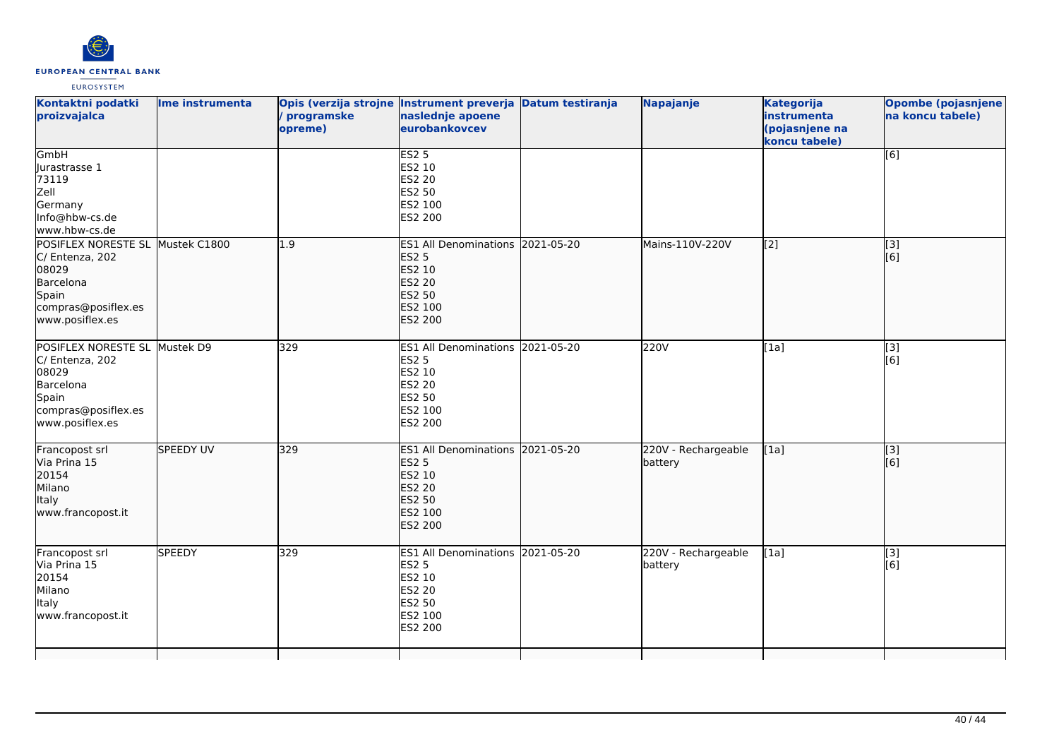| Kontaktni podatki proizvajalca | Ime instrumenta | Opis (verzija strojne / programske opreme) | Instrument preverja naslednje apoene eurobankovcev | Datum testiranja | Napajanje | Kategorija instrumenta (pojasnjene na koncu tabele) | Opombe (pojasnjene na koncu tabele) |
|---|---|---|---|---|---|---|---|
| GmbH<br>Jurastrasse 1<br>73119<br>Zell<br>Germany<br>Info@hbw-cs.de<br>www.hbw-cs.de | | | ES2 5<br>ES2 10<br>ES2 20<br>ES2 50<br>ES2 100<br>ES2 200 | | | | [6] |
| POSIFLEX NORESTE SL<br>C/ Entenza, 202<br>08029<br>Barcelona<br>Spain<br>compras@posiflex.es<br>www.posiflex.es | Mustek C1800 | 1.9 | ES1 All Denominations<br>ES2 5<br>ES2 10<br>ES2 20<br>ES2 50<br>ES2 100<br>ES2 200 | 2021-05-20 | Mains-110V-220V | [2] | [3]<br>[6] |
| POSIFLEX NORESTE SL<br>C/ Entenza, 202<br>08029<br>Barcelona<br>Spain<br>compras@posiflex.es<br>www.posiflex.es | Mustek D9 | 329 | ES1 All Denominations<br>ES2 5<br>ES2 10<br>ES2 20<br>ES2 50<br>ES2 100<br>ES2 200 | 2021-05-20 | 220V | [1a] | [3]<br>[6] |
| Francopost srl<br>Via Prina 15<br>20154<br>Milano<br>Italy<br>www.francopost.it | SPEEDY UV | 329 | ES1 All Denominations<br>ES2 5<br>ES2 10<br>ES2 20<br>ES2 50<br>ES2 100<br>ES2 200 | 2021-05-20 | 220V - Rechargeable battery | [1a] | [3]<br>[6] |
| Francopost srl<br>Via Prina 15<br>20154<br>Milano<br>Italy<br>www.francopost.it | SPEEDY | 329 | ES1 All Denominations<br>ES2 5<br>ES2 10<br>ES2 20<br>ES2 50<br>ES2 100<br>ES2 200 | 2021-05-20 | 220V - Rechargeable battery | [1a] | [3]<br>[6] |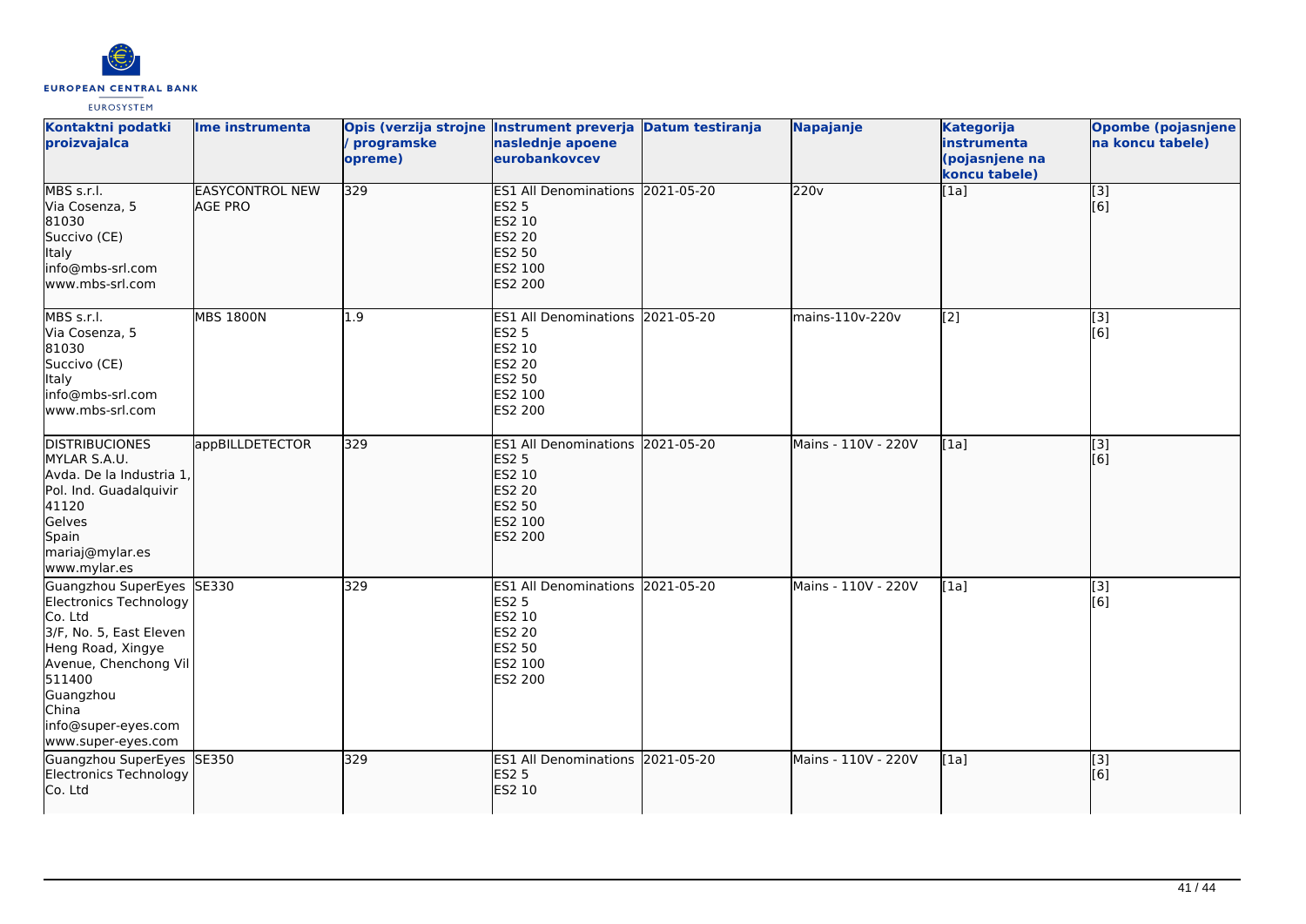| Kontaktni podatki proizvajalca | Ime instrumenta | Opis (verzija strojne / programske opreme) | Instrument preverja naslednje apoene eurobankovcev | Datum testiranja | Napajanje | Kategorija instrumenta (pojasnjene na koncu tabele) | Opombe (pojasnjene na koncu tabele) |
| --- | --- | --- | --- | --- | --- | --- | --- |
| MBS s.r.l.<br>Via Cosenza, 5<br>81030<br>Succivo (CE)<br>Italy<br>info@mbs-srl.com<br>www.mbs-srl.com | EASYCONTROL NEW AGE PRO | 329 | ES1 All Denominations<br>ES2 5<br>ES2 10<br>ES2 20<br>ES2 50<br>ES2 100<br>ES2 200 | 2021-05-20 | 220v | [1a] | [3]<br>[6] |
| MBS s.r.l.<br>Via Cosenza, 5<br>81030<br>Succivo (CE)<br>Italy<br>info@mbs-srl.com<br>www.mbs-srl.com | MBS 1800N | 1.9 | ES1 All Denominations<br>ES2 5<br>ES2 10<br>ES2 20<br>ES2 50<br>ES2 100<br>ES2 200 | 2021-05-20 | mains-110v-220v | [2] | [3]<br>[6] |
| DISTRIBUCIONES MYLAR S.A.U.<br>Avda. De la Industria 1, Pol. Ind. Guadalquivir<br>41120<br>Gelves<br>Spain<br>mariaj@mylar.es<br>www.mylar.es | appBILLDETECTOR | 329 | ES1 All Denominations<br>ES2 5<br>ES2 10<br>ES2 20<br>ES2 50<br>ES2 100<br>ES2 200 | 2021-05-20 | Mains - 110V - 220V | [1a] | [3]<br>[6] |
| Guangzhou SuperEyes Electronics Technology Co. Ltd<br>3/F, No. 5, East Eleven Heng Road, Xingye Avenue, Chenchong Vil<br>511400<br>Guangzhou<br>China<br>info@super-eyes.com<br>www.super-eyes.com | SE330 | 329 | ES1 All Denominations<br>ES2 5<br>ES2 10<br>ES2 20<br>ES2 50<br>ES2 100<br>ES2 200 | 2021-05-20 | Mains - 110V - 220V | [1a] | [3]<br>[6] |
| Guangzhou SuperEyes Electronics Technology Co. Ltd | SE350 | 329 | ES1 All Denominations<br>ES2 5<br>ES2 10 | 2021-05-20 | Mains - 110V - 220V | [1a] | [3]<br>[6] |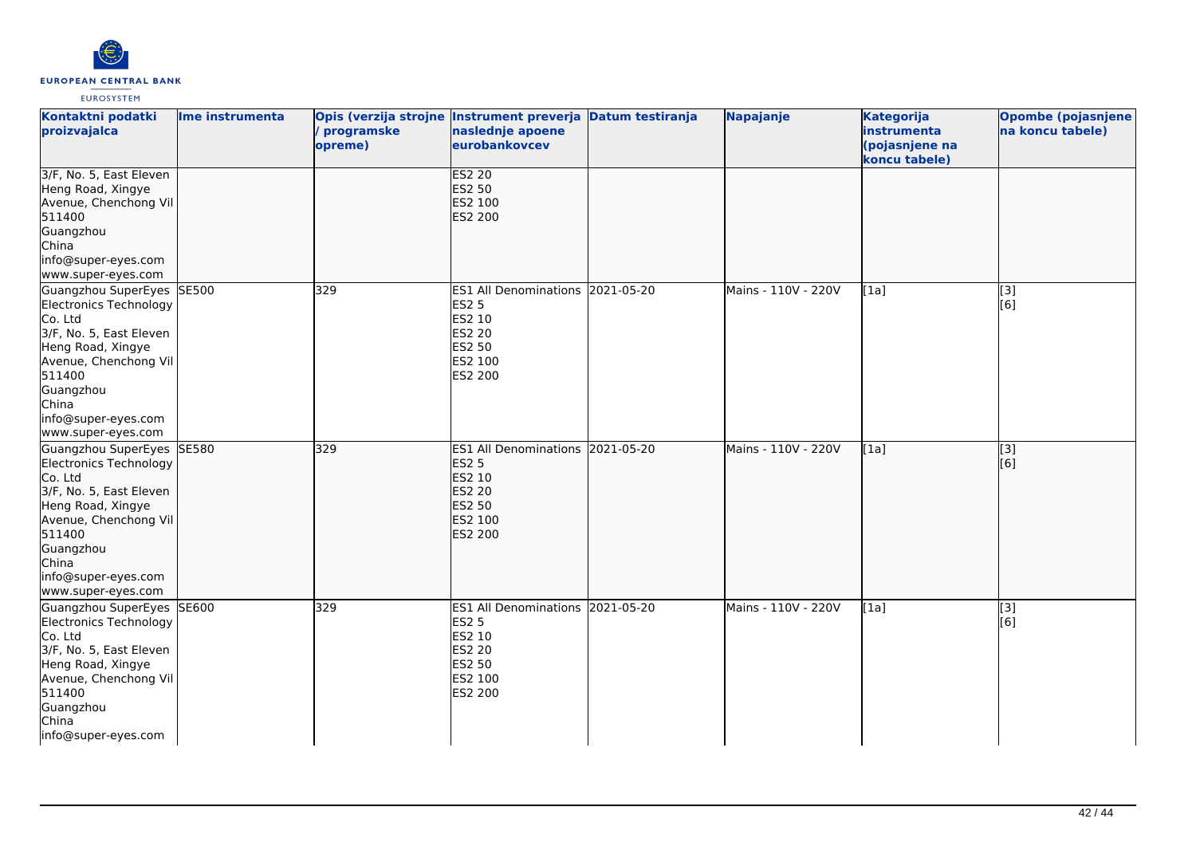| Kontaktni podatki proizvajalca | Ime instrumenta | Opis (verzija strojne / programske opreme) | Instrument preverja naslednje apoene eurobankovcev | Datum testiranja | Napajanje | Kategorija instrumenta (pojasnjene na koncu tabele) | Opombe (pojasnjene na koncu tabele) |
| --- | --- | --- | --- | --- | --- | --- | --- |
| 3/F, No. 5, East Eleven Heng Road, Xingye Avenue, Chenchong Vil 511400 Guangzhou China info@super-eyes.com www.super-eyes.com | | | ES2 20 ES2 50 ES2 100 ES2 200 | | | | |
| Guangzhou SuperEyes Electronics Technology Co. Ltd 3/F, No. 5, East Eleven Heng Road, Xingye Avenue, Chenchong Vil 511400 Guangzhou China info@super-eyes.com www.super-eyes.com | SE500 | 329 | ES1 All Denominations ES2 5 ES2 10 ES2 20 ES2 50 ES2 100 ES2 200 | 2021-05-20 | Mains - 110V - 220V | [1a] | [3] [6] |
| Guangzhou SuperEyes Electronics Technology Co. Ltd 3/F, No. 5, East Eleven Heng Road, Xingye Avenue, Chenchong Vil 511400 Guangzhou China info@super-eyes.com www.super-eyes.com | SE580 | 329 | ES1 All Denominations ES2 5 ES2 10 ES2 20 ES2 50 ES2 100 ES2 200 | 2021-05-20 | Mains - 110V - 220V | [1a] | [3] [6] |
| Guangzhou SuperEyes Electronics Technology Co. Ltd 3/F, No. 5, East Eleven Heng Road, Xingye Avenue, Chenchong Vil 511400 Guangzhou China info@super-eyes.com | SE600 | 329 | ES1 All Denominations ES2 5 ES2 10 ES2 20 ES2 50 ES2 100 ES2 200 | 2021-05-20 | Mains - 110V - 220V | [1a] | [3] [6] |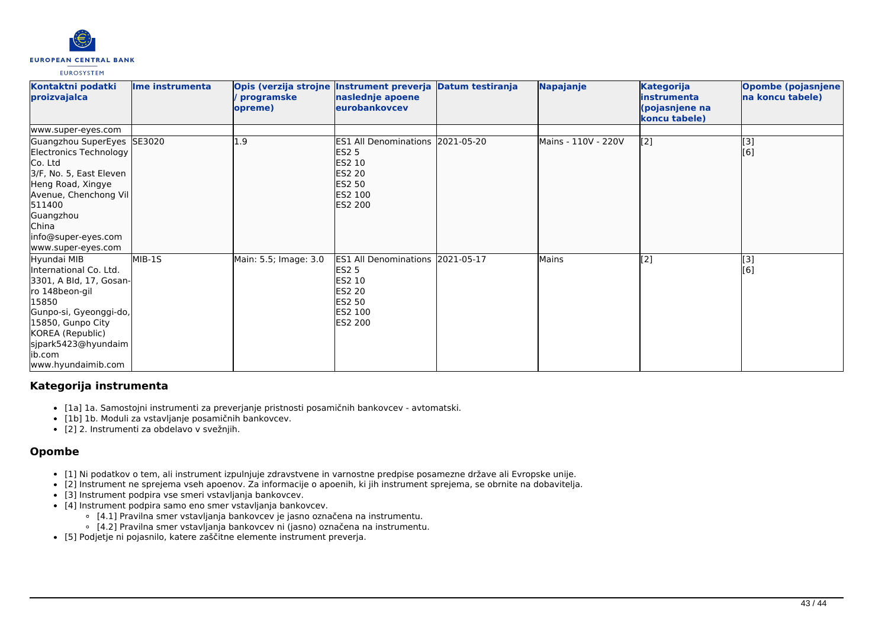| Kontaktni podatki proizvajalca | Ime instrumenta | Opis (verzija strojne / programske opreme) | Instrument preverja naslednje apoene eurobankovcev | Datum testiranja | Napajanje | Kategorija instrumenta (pojasnjene na koncu tabele) | Opombe (pojasnjene na koncu tabele) |
|---|---|---|---|---|---|---|---|
| www.super-eyes.com | | | | | | | |
| Guangzhou SuperEyes Electronics Technology Co. Ltd<br>3/F, No. 5, East Eleven Heng Road, Xingye Avenue, Chenchong Vil<br>511400<br>Guangzhou<br>China<br>info@super-eyes.com<br>www.super-eyes.com | SE3020 | 1.9 | ES1 All Denominations<br>ES2 5<br>ES2 10<br>ES2 20<br>ES2 50<br>ES2 100<br>ES2 200 | 2021-05-20 | Mains - 110V - 220V | [2] | [3]<br>[6] |
| Hyundai MIB International Co. Ltd.<br>3301, A Bld, 17, Gosan-ro 148beon-gil<br>15850<br>Gunpo-si, Gyeonggi-do, 15850, Gunpo City<br>KOREA (Republic)<br>sjpark5423@hyundaimib.com<br>www.hyundaimib.com | MIB-1S | Main: 5.5; Image: 3.0 | ES1 All Denominations<br>ES2 5<br>ES2 10<br>ES2 20<br>ES2 50<br>ES2 100<br>ES2 200 | 2021-05-17 | Mains | [2] | [3]<br>[6] |

## Kategorija instrumenta

- [1a] 1a. Samostojni instrumenti za preverjanje pristnosti posamičnih bankovcev - avtomatski.
- [1b] 1b. Moduli za vstavljanje posamičnih bankovcev.
- [2] 2. Instrumenti za obdelavo v svežnjih.

## Opombe

- [1] Ni podatkov o tem, ali instrument izpolnjuje zdravstvene in varnostne predpise posamezne države ali Evropske unije.
- [2] Instrument ne sprejema vseh apoenov. Za informacije o apoenih, ki jih instrument sprejema, se obrnite na dobavitelja.
- [3] Instrument podpira vse smeri vstavljanja bankovcev.
- [4] Instrument podpira samo eno smer vstavljanja bankovcev.
  - [4.1] Pravilna smer vstavljanja bankovcev je jasno označena na instrumentu.
  - [4.2] Pravilna smer vstavljanja bankovcev ni (jasno) označena na instrumentu.
- [5] Podjetje ni pojasnilo, katere zaščitne elemente instrument preverja.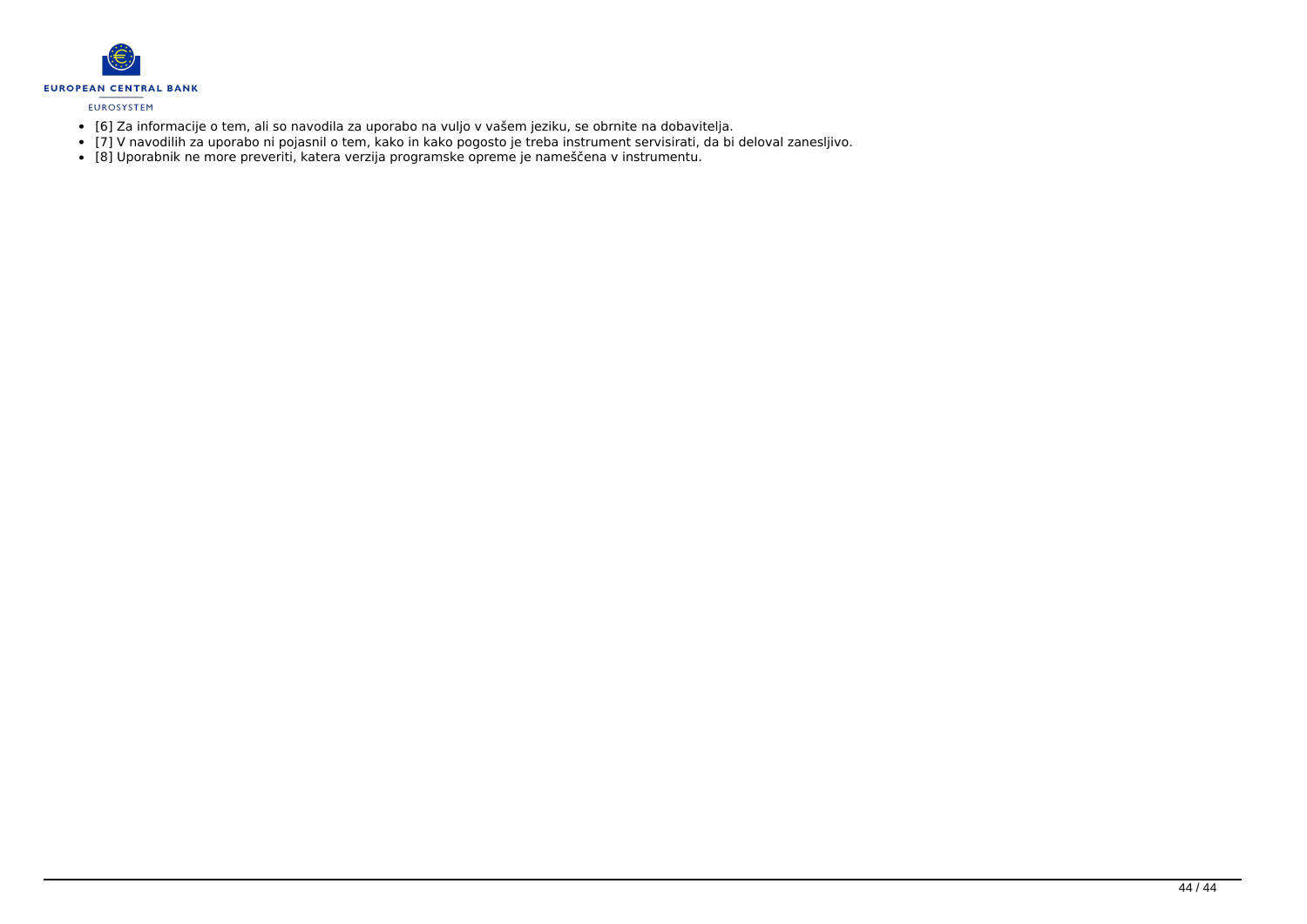- [6] Za informacije o tem, ali so navodila za uporabo na vuljo v vašem jeziku, se obrnite na dobavitelja.
- [7] V navodilih za uporabo ni pojasnil o tem, kako in kako pogosto je treba instrument servisirati, da bi deloval zanesljivo.
- [8] Uporabnik ne more preveriti, katera verzija programske opreme je nameščena v instrumentu.